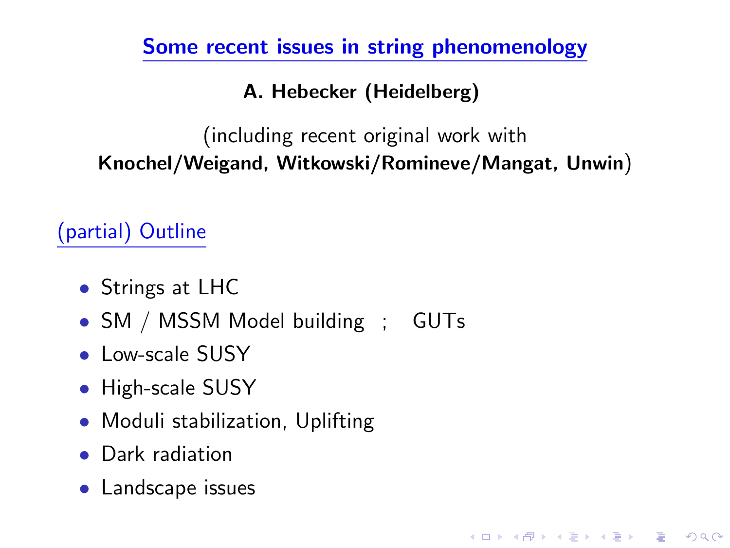# Some recent issues in string phenomenology

**A. Hebecker (Heidelberg)**

(including recent original work with **Knochel/Weigand, Witkowski/Romineve/Mangat, Unwin**)

## (partial) Outline

- Strings at LHC
- SM / MSSM Model building ; GUTs
- Low-scale SUSY
- High-scale SUSY
- Moduli stabilization, Uplifting
- Dark radiation
- Landscape issues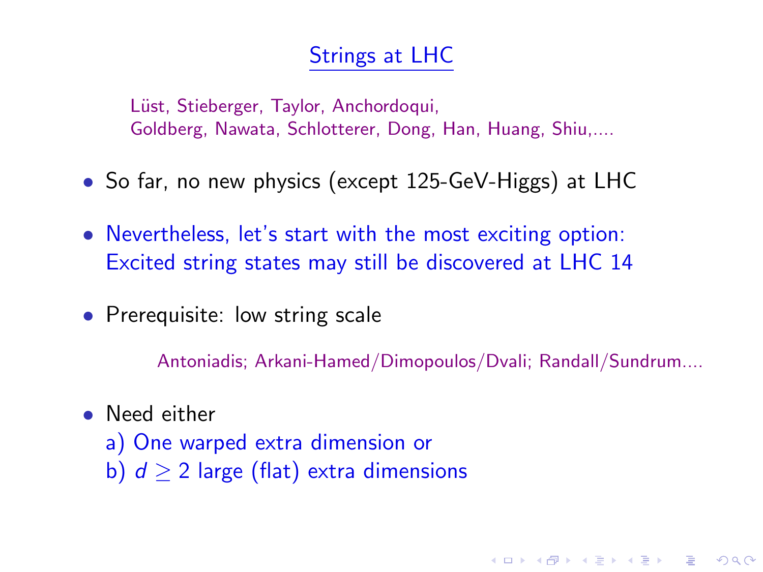## Strings at LHC

Lüst, Stieberger, Taylor, Anchordoqui,
Goldberg, Nawata, Schlotterer, Dong, Han, Huang, Shiu,....

- So far, no new physics (except 125-GeV-Higgs) at LHC
- Nevertheless, let's start with the most exciting option:
  Excited string states may still be discovered at LHC 14
- Prerequisite: low string scale

  Antoniadis; Arkani-Hamed/Dimopoulos/Dvali; Randall/Sundrum....

- Need either
  a) One warped extra dimension or
  b) $d \geq 2$ large (flat) extra dimensions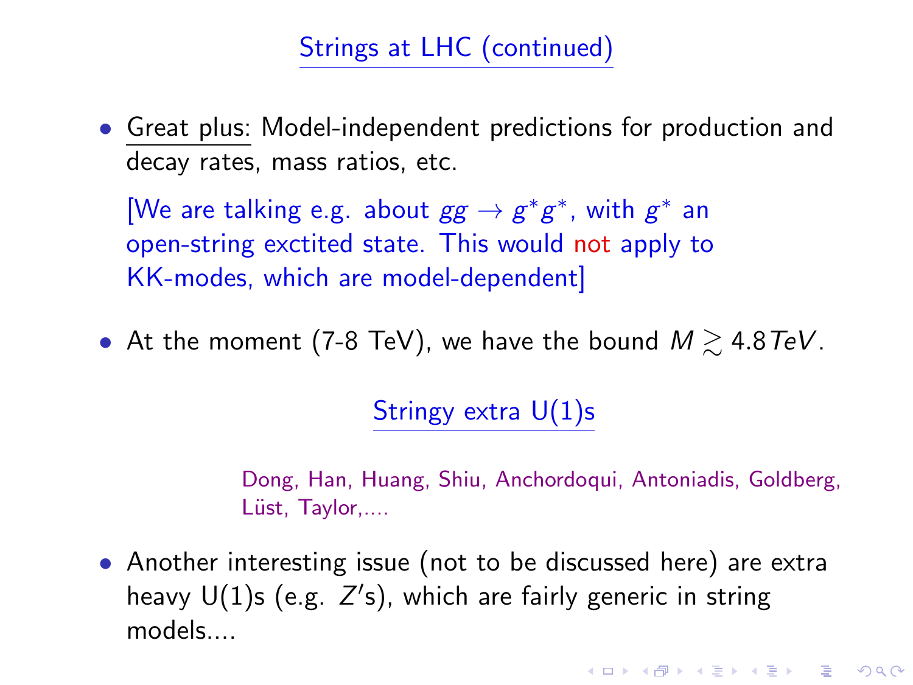## Strings at LHC (continued)

- Great plus: Model-independent predictions for production and decay rates, mass ratios, etc.

  [We are talking e.g. about $gg \to g^* g^*$, with $g^*$ an open-string exctited state. This would not apply to KK-modes, which are model-dependent]

- At the moment (7-8 TeV), we have the bound $M \gtrsim 4.8\,TeV$.

## Stringy extra U(1)s

Dong, Han, Huang, Shiu, Anchordoqui, Antoniadis, Goldberg, Lüst, Taylor,....

- Another interesting issue (not to be discussed here) are extra heavy U(1)s (e.g. $Z'$s), which are fairly generic in string models....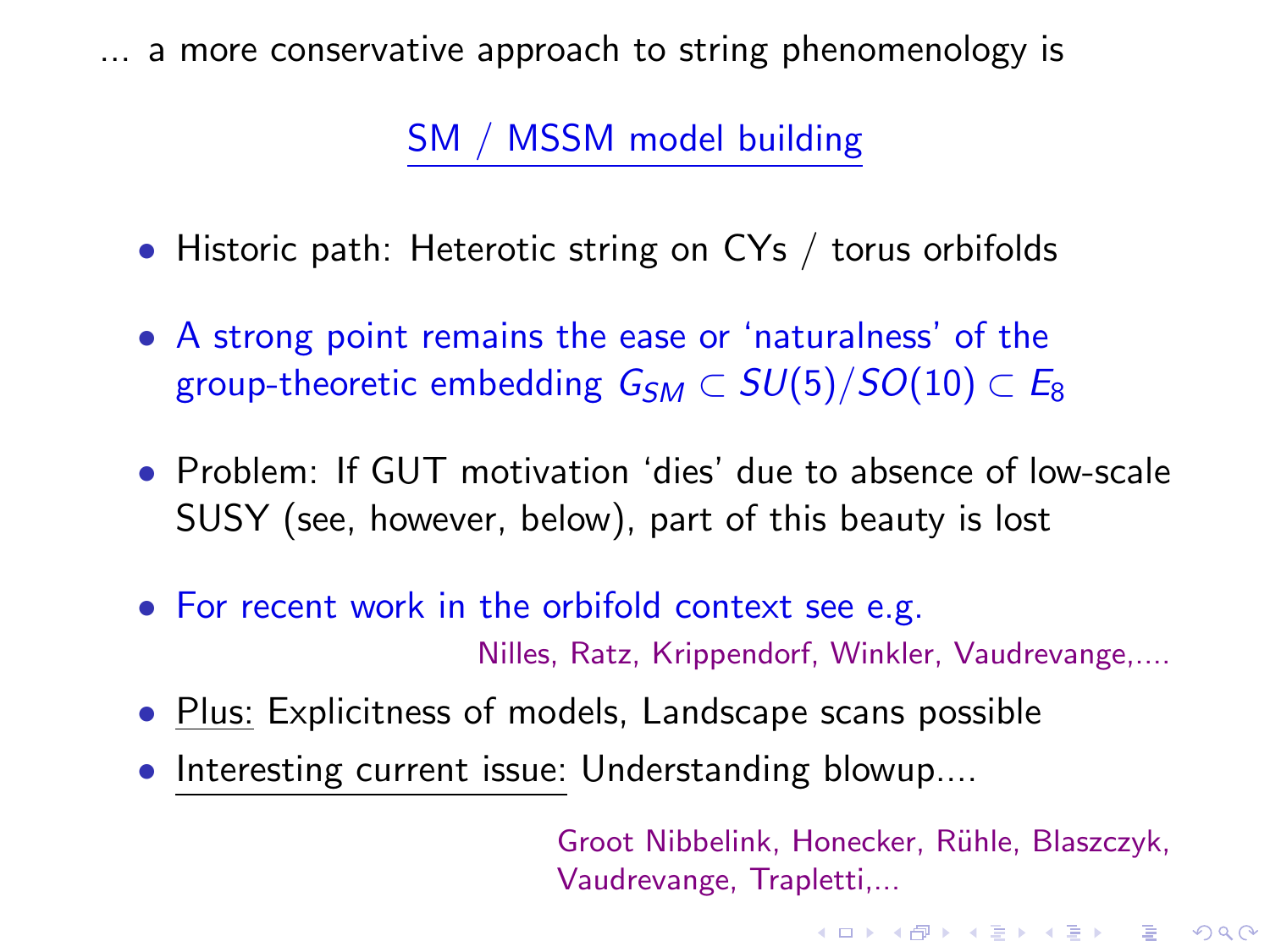... a more conservative approach to string phenomenology is

## SM / MSSM model building

- Historic path: Heterotic string on CYs / torus orbifolds
- A strong point remains the ease or 'naturalness' of the group-theoretic embedding $G_{SM} \subset SU(5)/SO(10) \subset E_8$
- Problem: If GUT motivation 'dies' due to absence of low-scale SUSY (see, however, below), part of this beauty is lost
- For recent work in the orbifold context see e.g.

  Nilles, Ratz, Krippendorf, Winkler, Vaudrevange,....
- Plus: Explicitness of models, Landscape scans possible
- Interesting current issue: Understanding blowup....

  Groot Nibbelink, Honecker, Rühle, Blaszczyk, Vaudrevange, Trapletti,...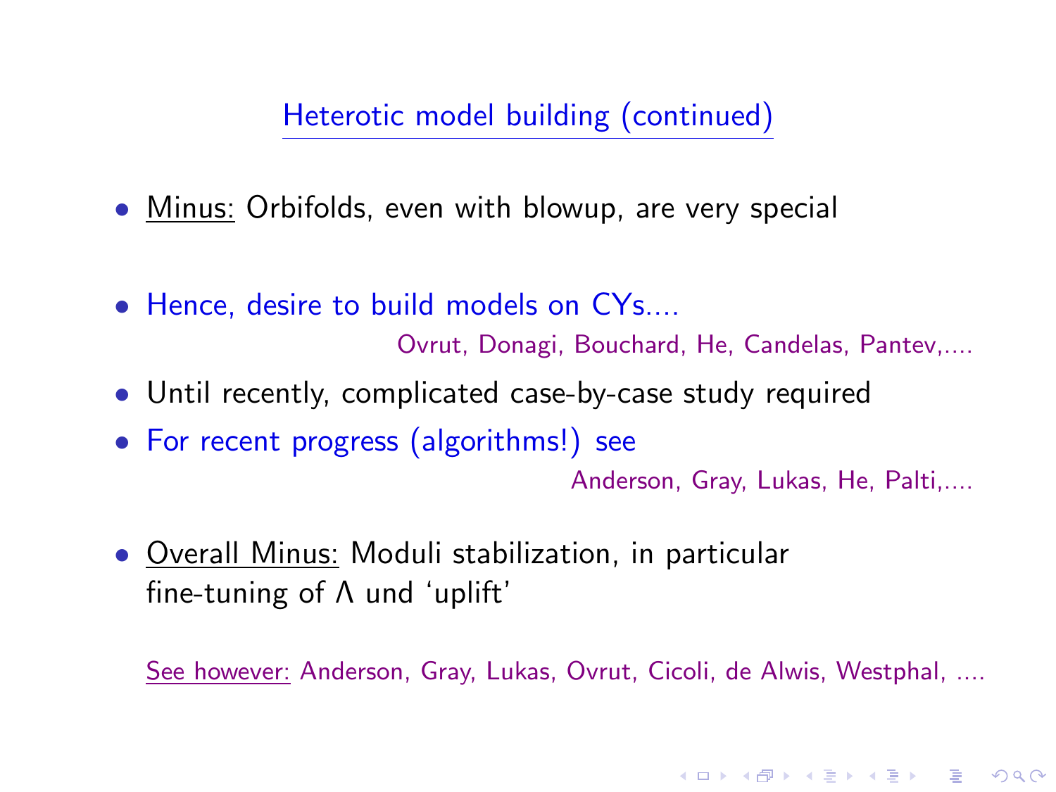## Heterotic model building (continued)

- Minus: Orbifolds, even with blowup, are very special

- Hence, desire to build models on CYs....

  Ovrut, Donagi, Bouchard, He, Candelas, Pantev,....

- Until recently, complicated case-by-case study required
- For recent progress (algorithms!) see

  Anderson, Gray, Lukas, He, Palti,....

- Overall Minus: Moduli stabilization, in particular fine-tuning of $\Lambda$ und 'uplift'

See however: Anderson, Gray, Lukas, Ovrut, Cicoli, de Alwis, Westphal, ....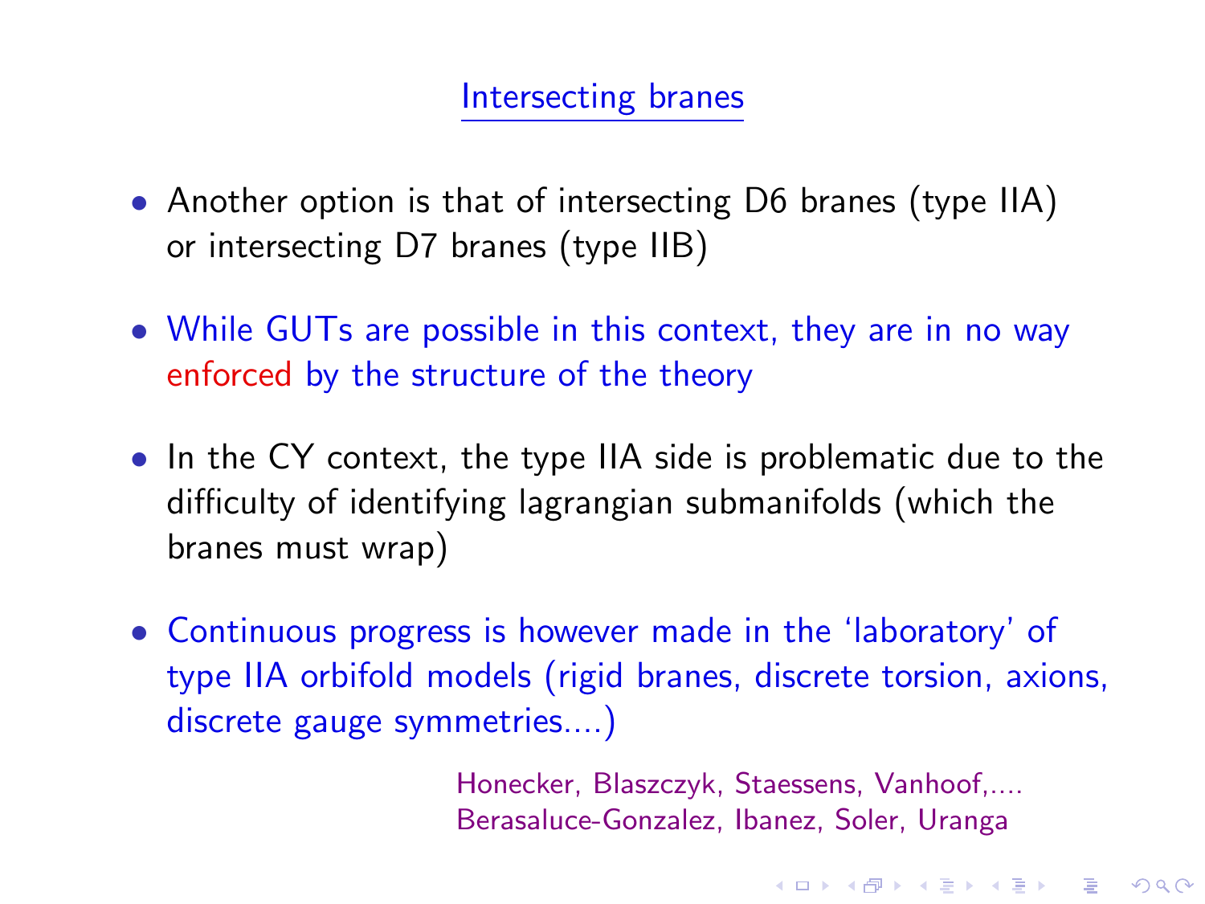## Intersecting branes

- Another option is that of intersecting D6 branes (type IIA) or intersecting D7 branes (type IIB)
- While GUTs are possible in this context, they are in no way enforced by the structure of the theory
- In the CY context, the type IIA side is problematic due to the difficulty of identifying lagrangian submanifolds (which the branes must wrap)
- Continuous progress is however made in the 'laboratory' of type IIA orbifold models (rigid branes, discrete torsion, axions, discrete gauge symmetries....)

Honecker, Blaszczyk, Staessens, Vanhoof,....
Berasaluce-Gonzalez, Ibanez, Soler, Uranga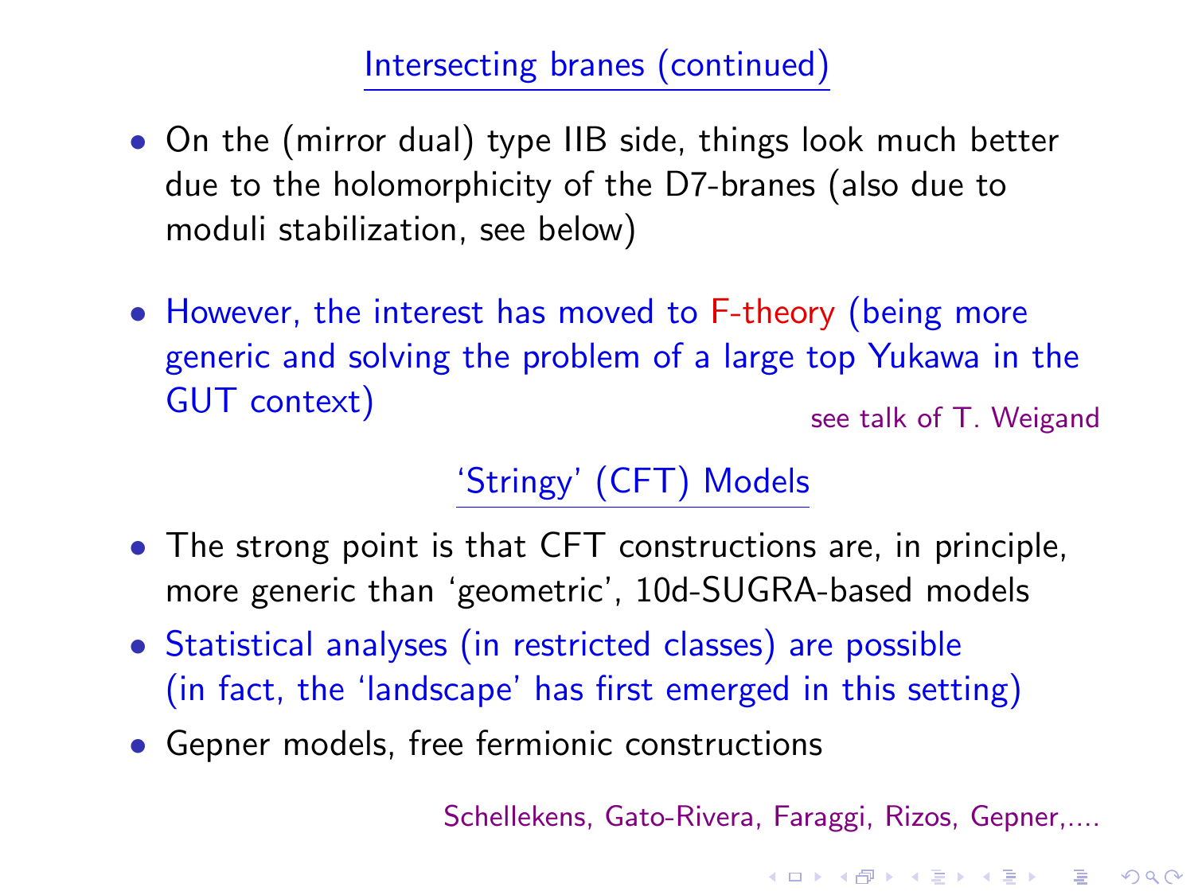## Intersecting branes (continued)

- On the (mirror dual) type IIB side, things look much better due to the holomorphicity of the D7-branes (also due to moduli stabilization, see below)

- However, the interest has moved to F-theory (being more generic and solving the problem of a large top Yukawa in the GUT context)

see talk of T. Weigand

## 'Stringy' (CFT) Models

- The strong point is that CFT constructions are, in principle, more generic than 'geometric', 10d-SUGRA-based models
- Statistical analyses (in restricted classes) are possible (in fact, the 'landscape' has first emerged in this setting)
- Gepner models, free fermionic constructions

Schellekens, Gato-Rivera, Faraggi, Rizos, Gepner,....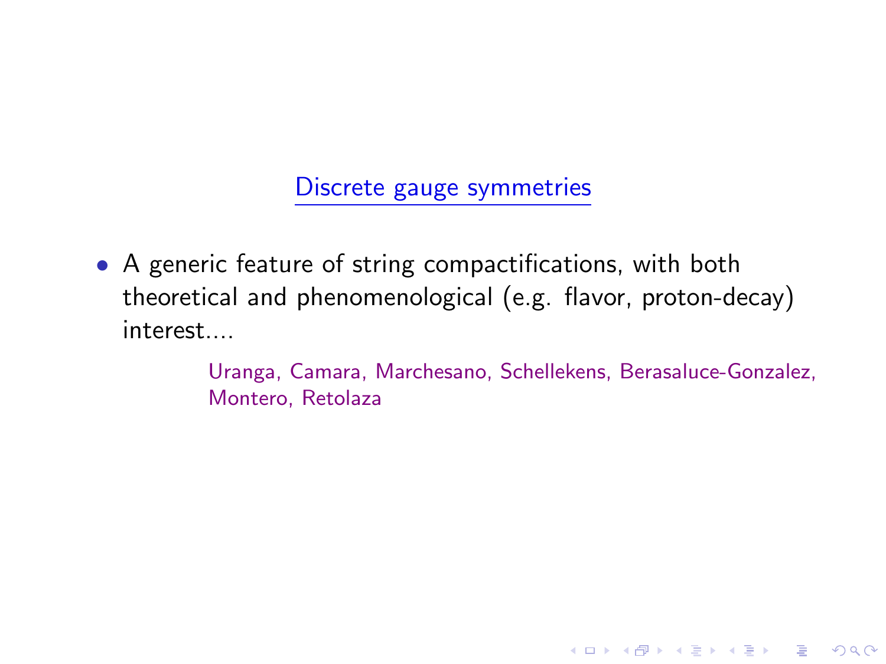## Discrete gauge symmetries

- A generic feature of string compactifications, with both theoretical and phenomenological (e.g. flavor, proton-decay) interest....

  Uranga, Camara, Marchesano, Schellekens, Berasaluce-Gonzalez, Montero, Retolaza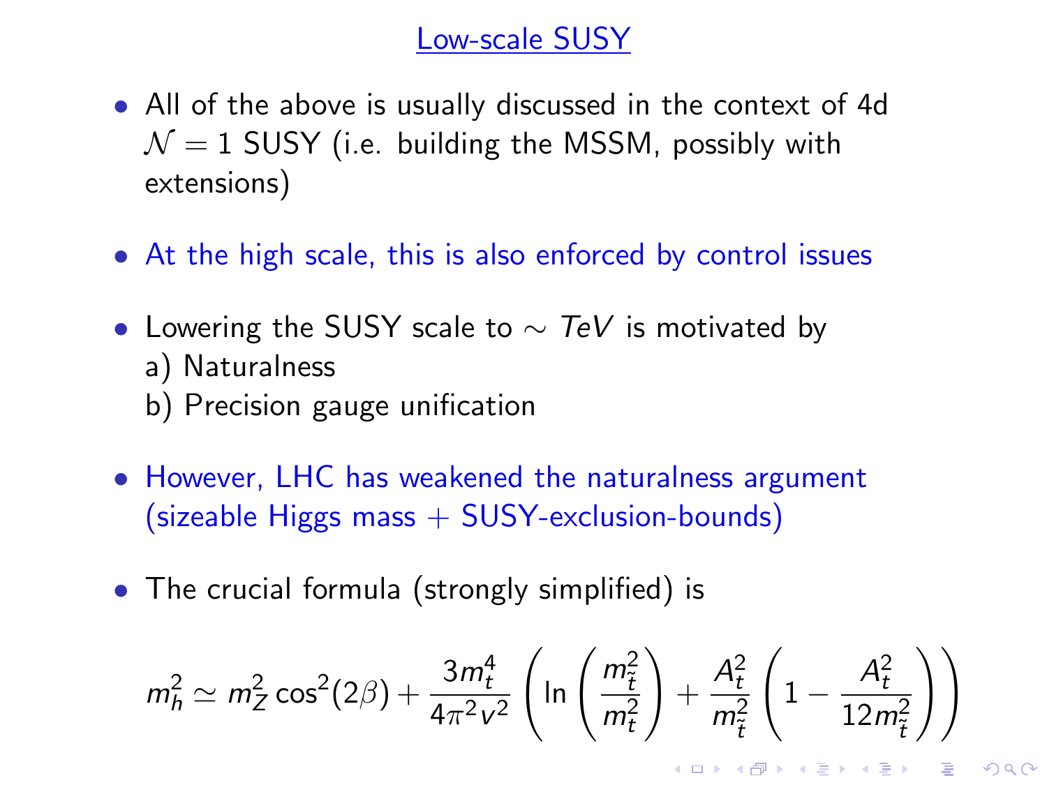## Low-scale SUSY

- All of the above is usually discussed in the context of 4d $\mathcal{N}=1$ SUSY (i.e. building the MSSM, possibly with extensions)

- At the high scale, this is also enforced by control issues

- Lowering the SUSY scale to $\sim TeV$ is motivated by
  a) Naturalness
  b) Precision gauge unification

- However, LHC has weakened the naturalness argument (sizeable Higgs mass + SUSY-exclusion-bounds)

- The crucial formula (strongly simplified) is

$$m_h^2 \simeq m_Z^2 \cos^2(2\beta) + \frac{3m_t^4}{4\pi^2 v^2}\left(\ln\left(\frac{m_{\tilde{t}}^2}{m_t^2}\right) + \frac{A_t^2}{m_{\tilde{t}}^2}\left(1 - \frac{A_t^2}{12 m_{\tilde{t}}^2}\right)\right)$$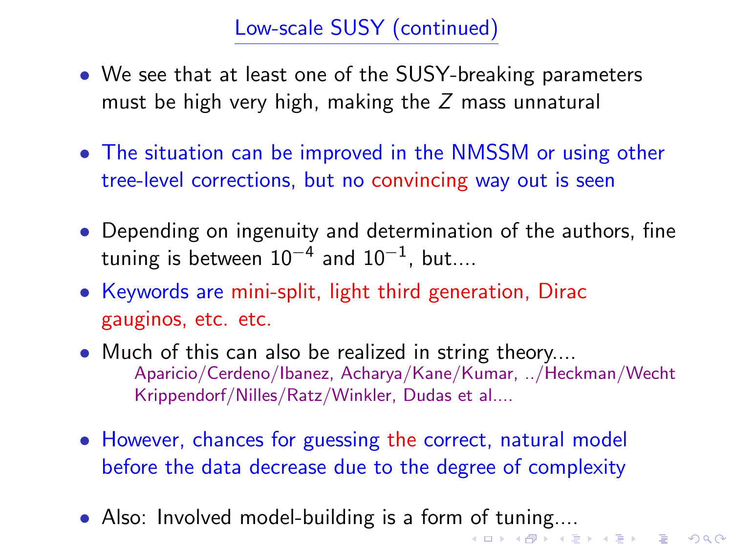## Low-scale SUSY (continued)

- We see that at least one of the SUSY-breaking parameters must be high very high, making the $Z$ mass unnatural

- The situation can be improved in the NMSSM or using other tree-level corrections, but no convincing way out is seen

- Depending on ingenuity and determination of the authors, fine tuning is between $10^{-4}$ and $10^{-1}$, but....
- Keywords are mini-split, light third generation, Dirac gauginos, etc. etc.
- Much of this can also be realized in string theory....
  Aparicio/Cerdeno/Ibanez, Acharya/Kane/Kumar, ../Heckman/Wecht Krippendorf/Nilles/Ratz/Winkler, Dudas et al....

- However, chances for guessing the correct, natural model before the data decrease due to the degree of complexity

- Also: Involved model-building is a form of tuning....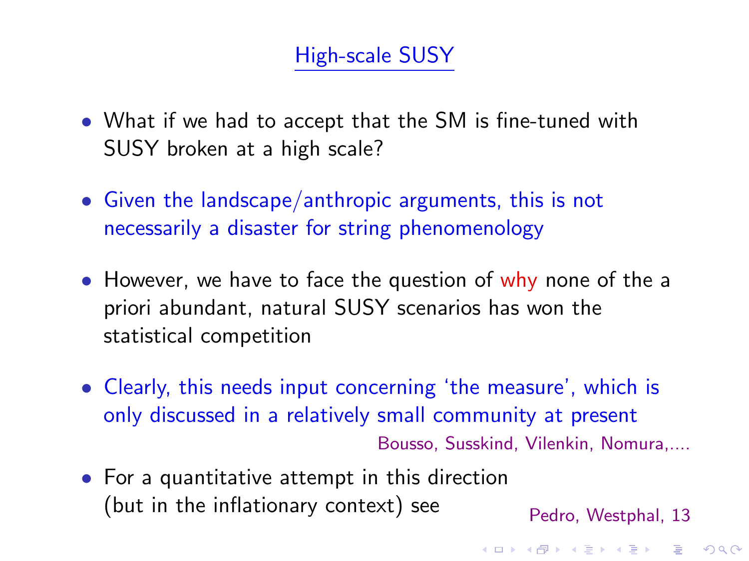# High-scale SUSY

- What if we had to accept that the SM is fine-tuned with SUSY broken at a high scale?

- Given the landscape/anthropic arguments, this is not necessarily a disaster for string phenomenology

- However, we have to face the question of why none of the a priori abundant, natural SUSY scenarios has won the statistical competition

- Clearly, this needs input concerning 'the measure', which is only discussed in a relatively small community at present

  Bousso, Susskind, Vilenkin, Nomura,....

- For a quantitative attempt in this direction (but in the inflationary context) see

  Pedro, Westphal, 13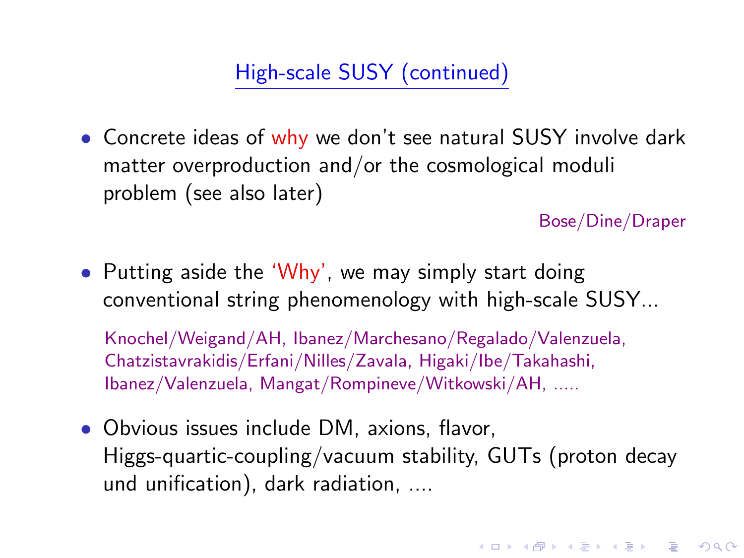## High-scale SUSY (continued)

- Concrete ideas of why we don't see natural SUSY involve dark matter overproduction and/or the cosmological moduli problem (see also later)

  Bose/Dine/Draper

- Putting aside the 'Why', we may simply start doing conventional string phenomenology with high-scale SUSY...

  Knochel/Weigand/AH, Ibanez/Marchesano/Regalado/Valenzuela, Chatzistavrakidis/Erfani/Nilles/Zavala, Higaki/Ibe/Takahashi, Ibanez/Valenzuela, Mangat/Rompineve/Witkowski/AH, .....

- Obvious issues include DM, axions, flavor, Higgs-quartic-coupling/vacuum stability, GUTs (proton decay und unification), dark radiation, ....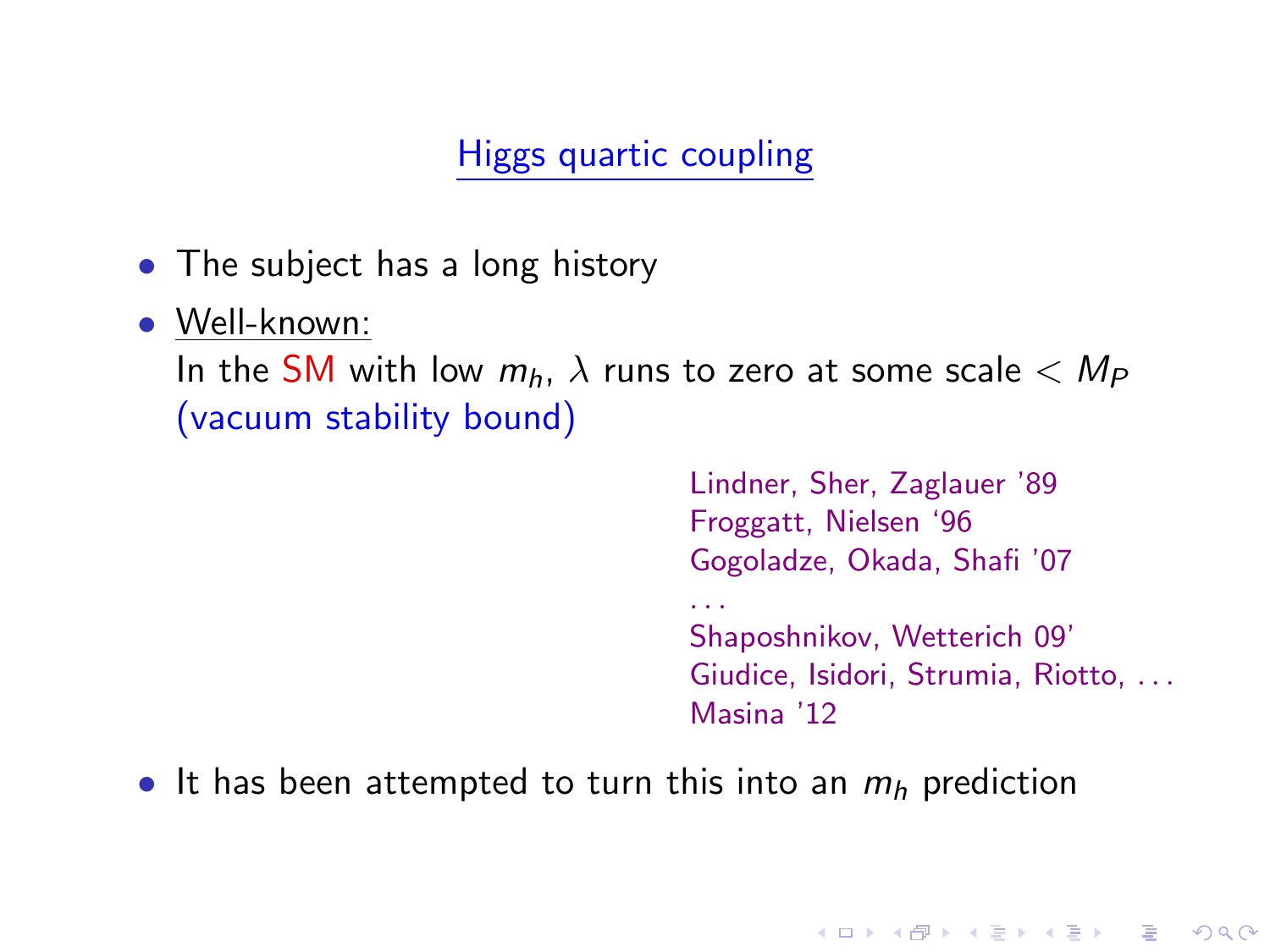## Higgs quartic coupling

- The subject has a long history
- Well-known:
  In the SM with low $m_h$, $\lambda$ runs to zero at some scale $< M_P$ (vacuum stability bound)

  Lindner, Sher, Zaglauer '89
  Froggatt, Nielsen '96
  Gogoladze, Okada, Shafi '07
  ...
  Shaposhnikov, Wetterich 09'
  Giudice, Isidori, Strumia, Riotto, ...
  Masina '12

- It has been attempted to turn this into an $m_h$ prediction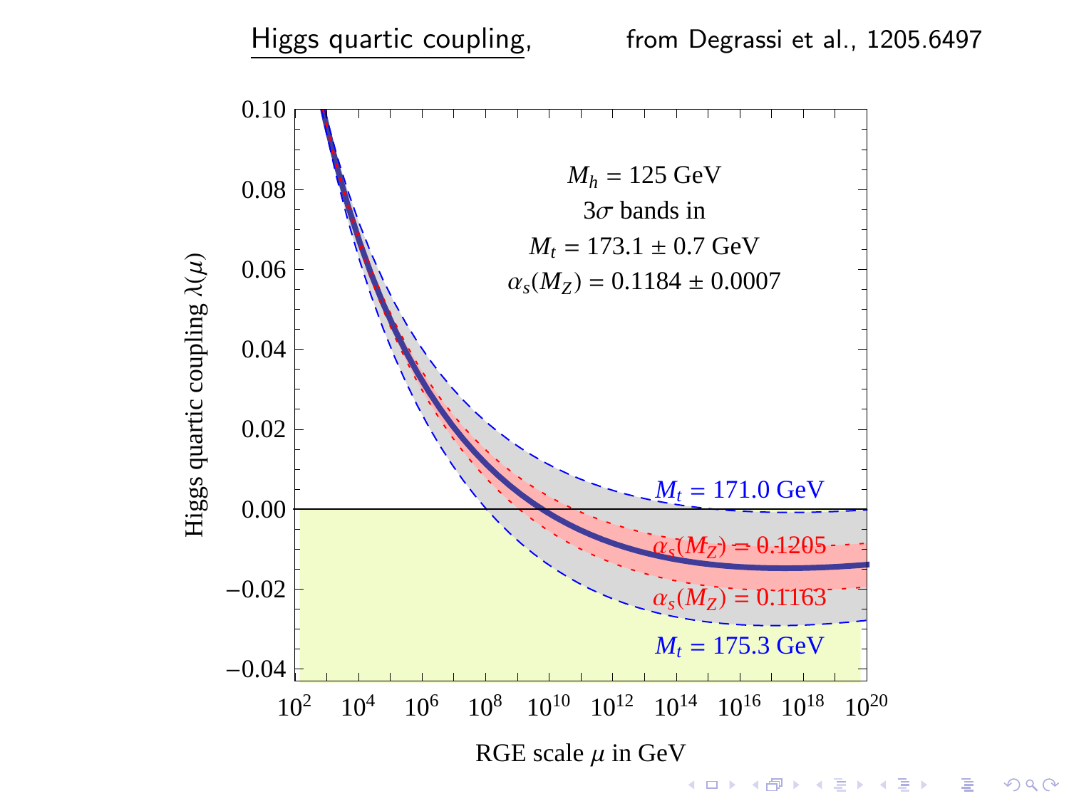Higgs quartic coupling, from Degrassi et al., 1205.6497

$M_h = 125$ GeV

$3\sigma$ bands in

$M_t = 173.1 \pm 0.7$ GeV

$\alpha_s(M_Z) = 0.1184 \pm 0.0007$

$M_t = 171.0$ GeV

$\alpha_s(M_Z) = 0.1205$

$\alpha_s(M_Z) = 0.1163$

$M_t = 175.3$ GeV

Higgs quartic coupling $\lambda(\mu)$

RGE scale $\mu$ in GeV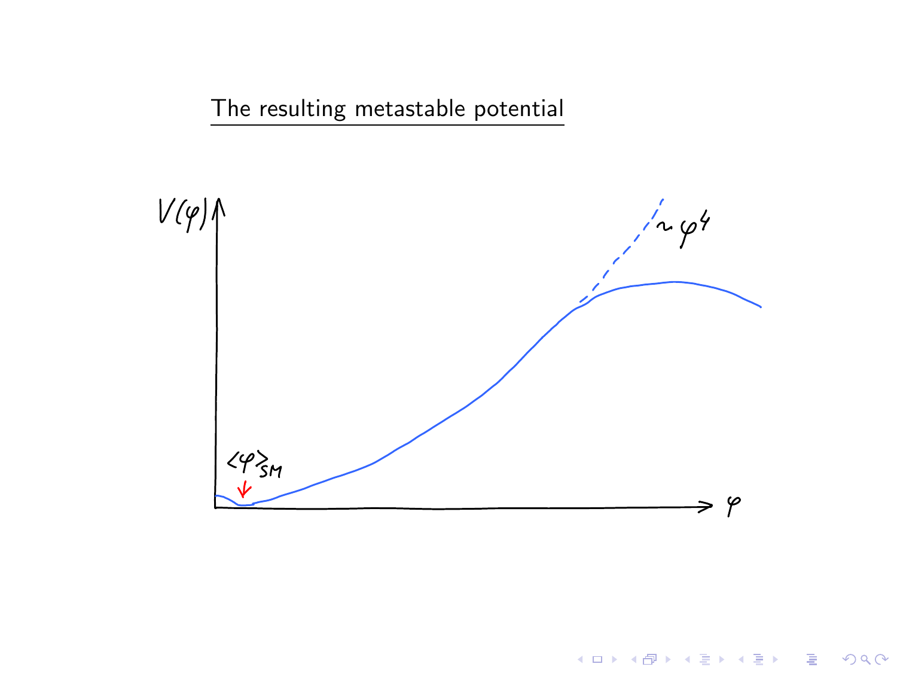# The resulting metastable potential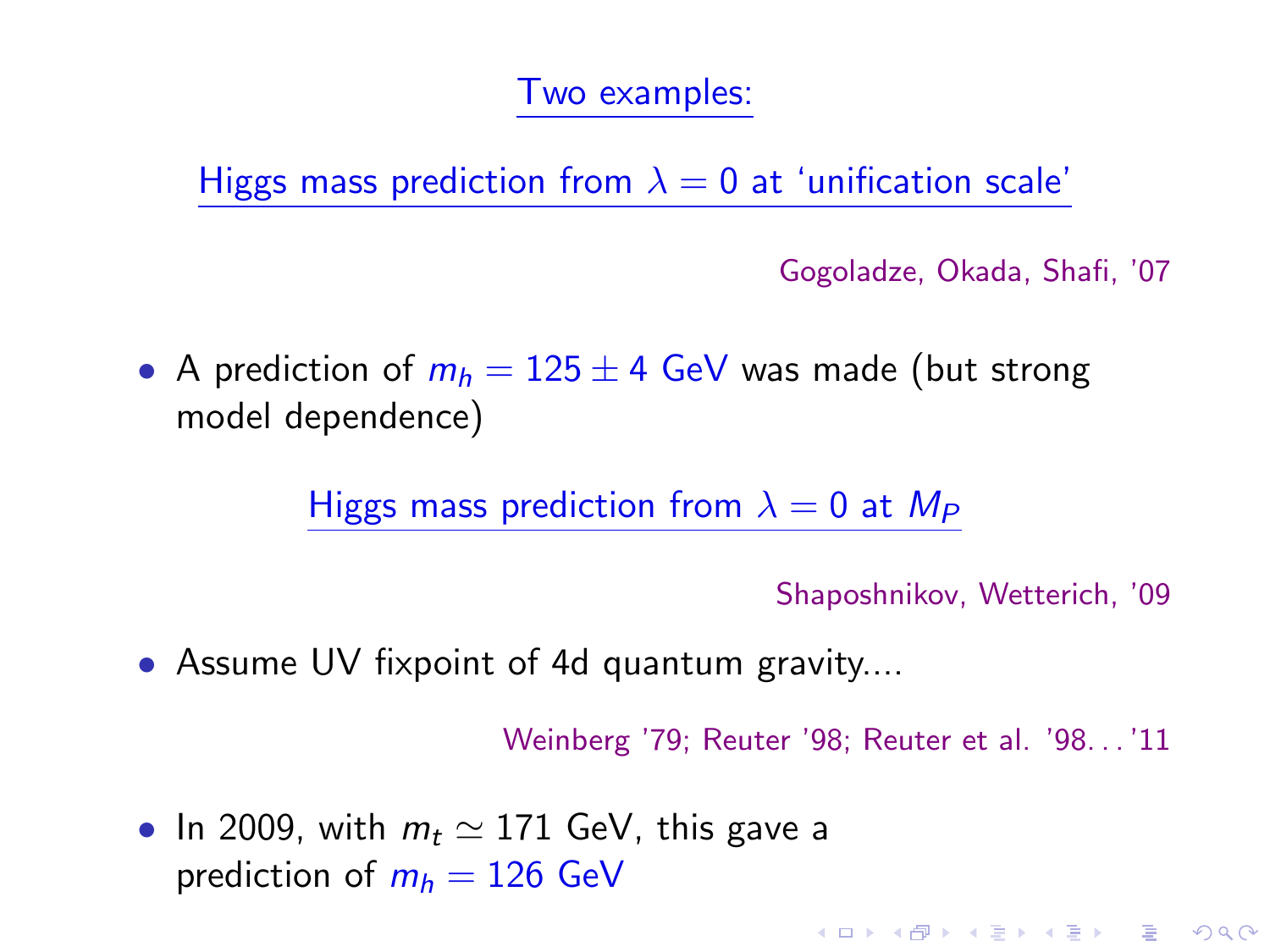## Two examples:

### Higgs mass prediction from $\lambda = 0$ at 'unification scale'

Gogoladze, Okada, Shafi, '07

- A prediction of $m_h = 125 \pm 4$ GeV was made (but strong model dependence)

### Higgs mass prediction from $\lambda = 0$ at $M_P$

Shaposhnikov, Wetterich, '09

- Assume UV fixpoint of 4d quantum gravity....

Weinberg '79; Reuter '98; Reuter et al. '98. . . '11

- In 2009, with $m_t \simeq 171$ GeV, this gave a prediction of $m_h = 126$ GeV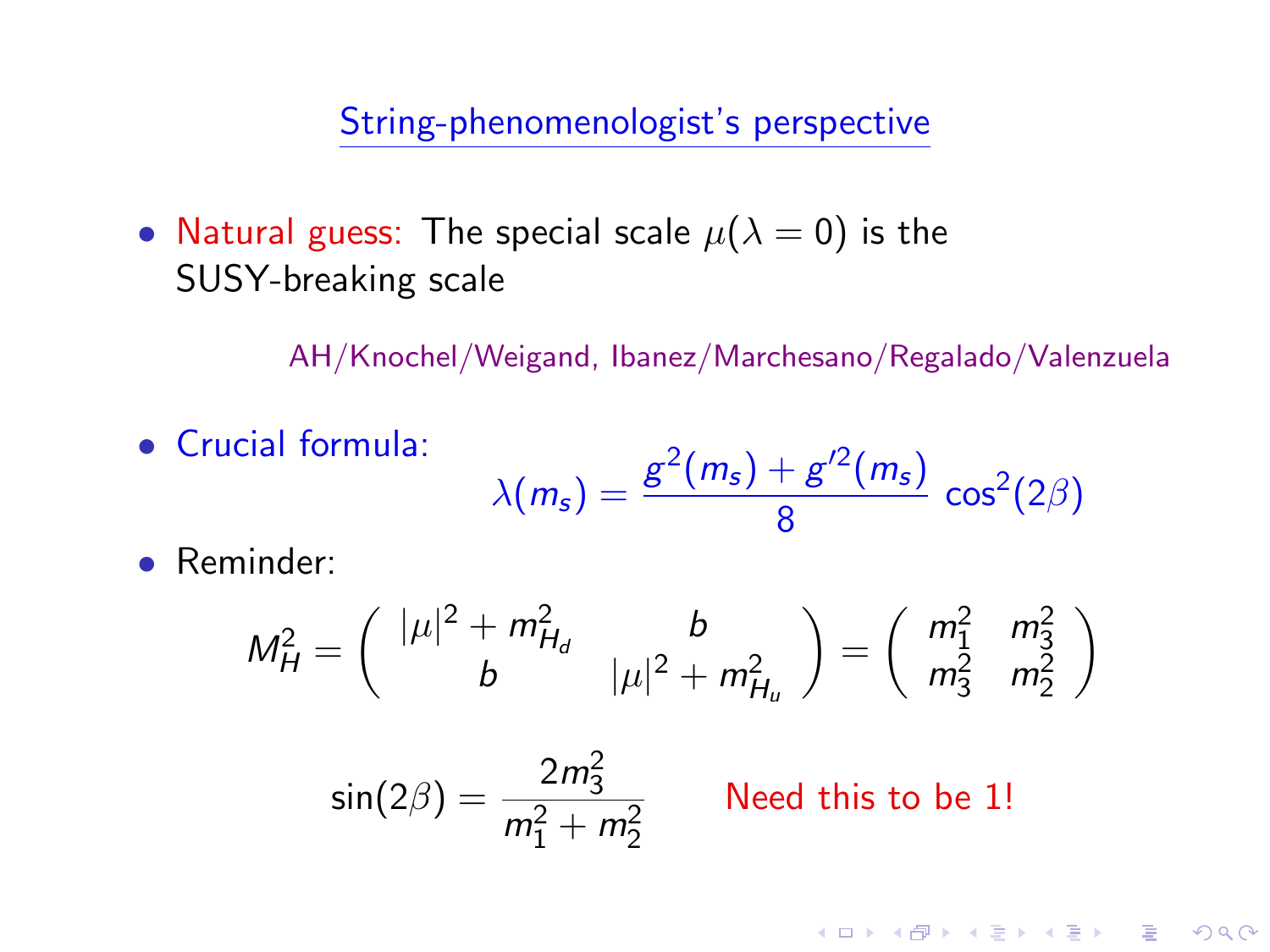## String-phenomenologist's perspective

- Natural guess: The special scale $\mu(\lambda = 0)$ is the SUSY-breaking scale

  AH/Knochel/Weigand, Ibanez/Marchesano/Regalado/Valenzuela

- Crucial formula:

$$\lambda(m_s) = \frac{g^2(m_s) + g'^2(m_s)}{8} \cos^2(2\beta)$$

- Reminder:

$$M_H^2 = \begin{pmatrix} |\mu|^2 + m_{H_d}^2 & b \\ b & |\mu|^2 + m_{H_u}^2 \end{pmatrix} = \begin{pmatrix} m_1^2 & m_3^2 \\ m_3^2 & m_2^2 \end{pmatrix}$$

$$\sin(2\beta) = \frac{2m_3^2}{m_1^2 + m_2^2}$$

Need this to be 1!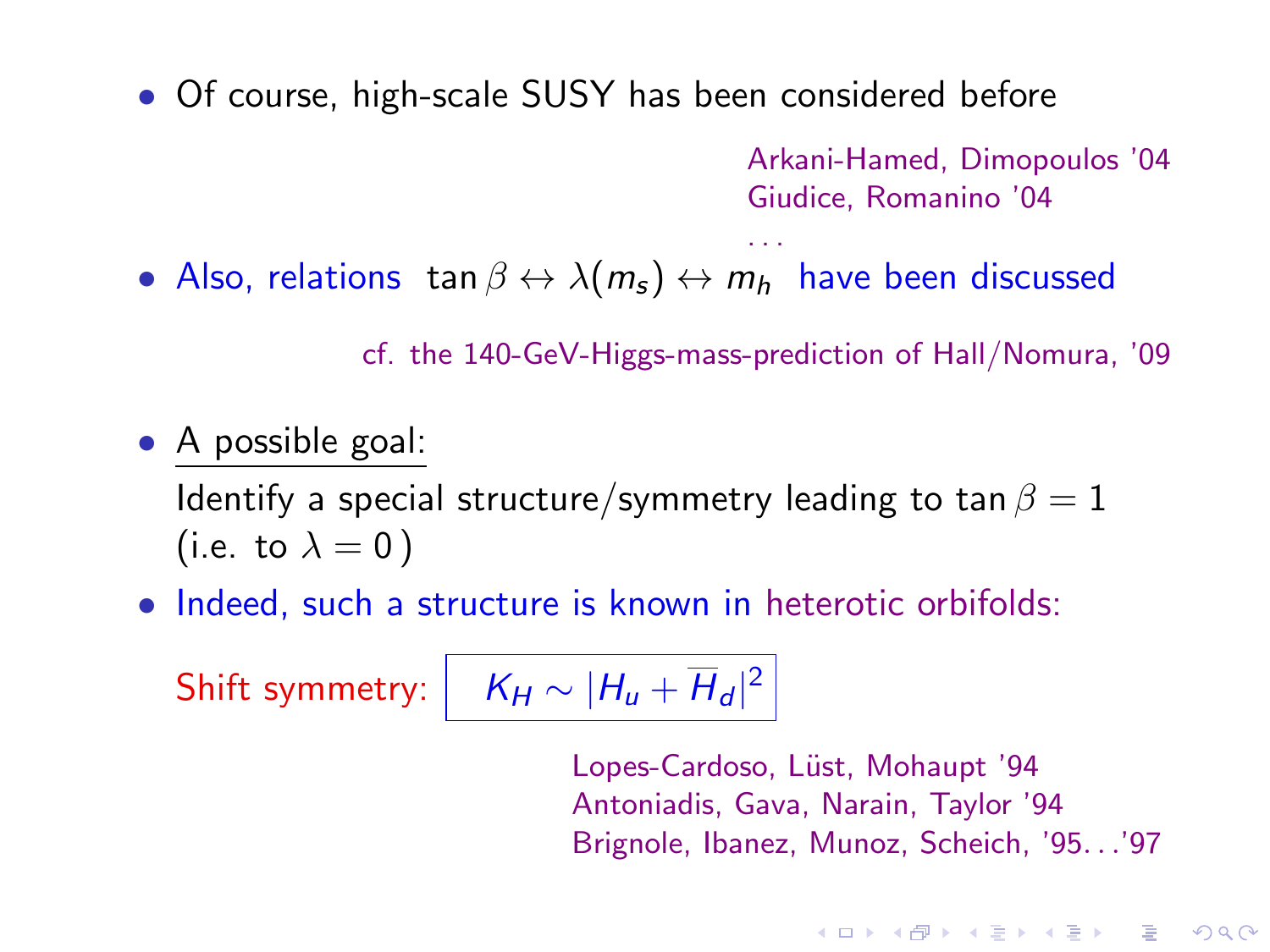- Of course, high-scale SUSY has been considered before

  Arkani-Hamed, Dimopoulos '04
  Giudice, Romanino '04
  ...

- Also, relations $\tan\beta \leftrightarrow \lambda(m_s) \leftrightarrow m_h$ have been discussed

  cf. the 140-GeV-Higgs-mass-prediction of Hall/Nomura, '09

- A possible goal:

  Identify a special structure/symmetry leading to $\tan\beta = 1$ (i.e. to $\lambda = 0$)

- Indeed, such a structure is known in heterotic orbifolds:

  Shift symmetry: $K_H \sim |H_u + \overline{H}_d|^2$

  Lopes-Cardoso, Lüst, Mohaupt '94
  Antoniadis, Gava, Narain, Taylor '94
  Brignole, Ibanez, Munoz, Scheich, '95...'97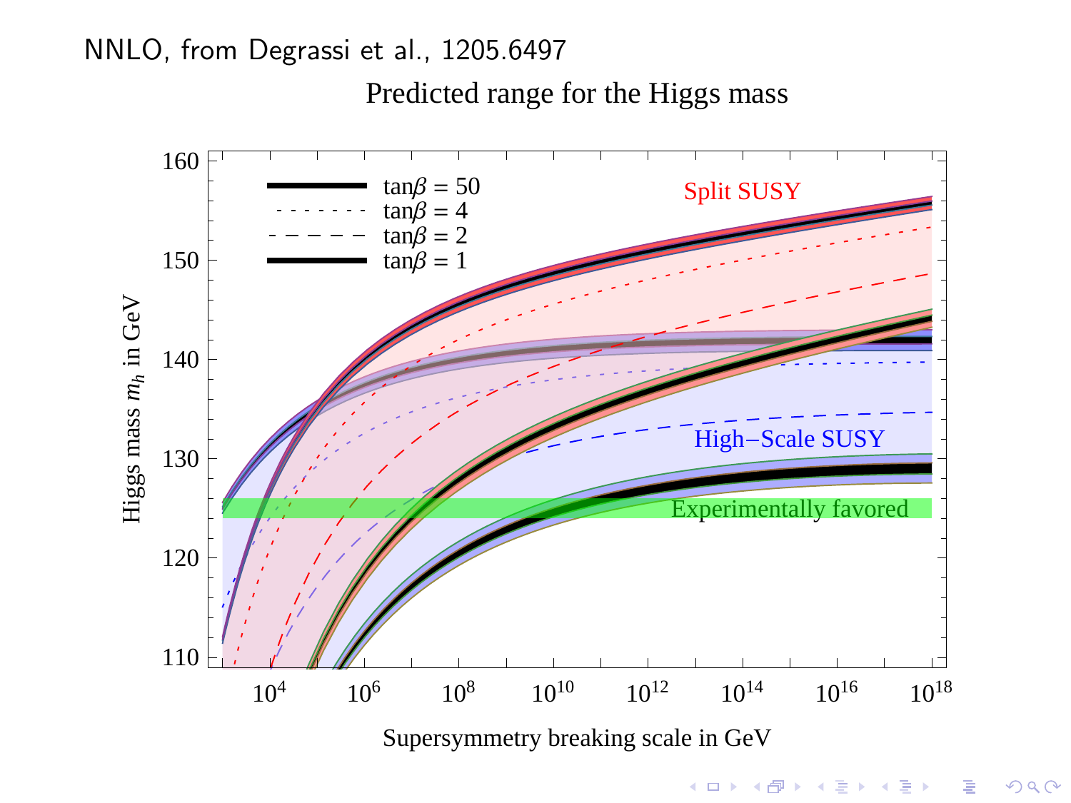NNLO, from Degrassi et al., 1205.6497

Predicted range for the Higgs mass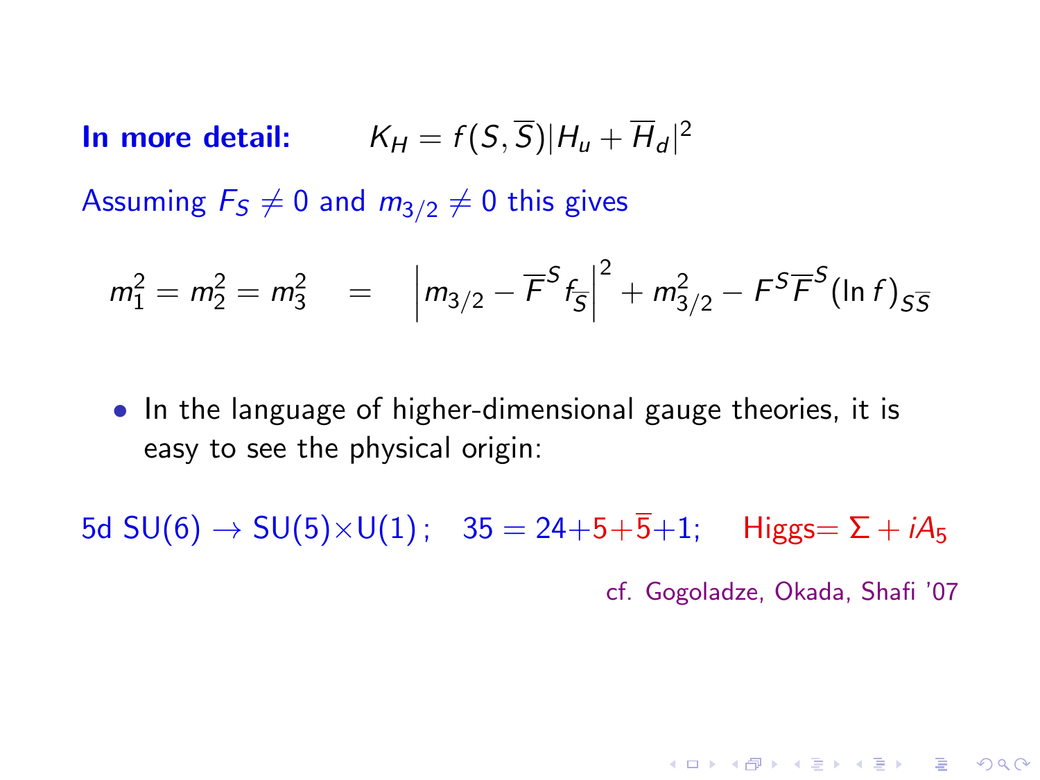**In more detail:** $K_H = f(S, \overline{S})|H_u + \overline{H}_d|^2$

Assuming $F_S \neq 0$ and $m_{3/2} \neq 0$ this gives

$$m_1^2 = m_2^2 = m_3^2 \quad = \quad \left| m_{3/2} - \overline{F}^S f_{\overline{S}} \right|^2 + m_{3/2}^2 - F^S \overline{F}^S (\ln f)_{S\overline{S}}$$

- In the language of higher-dimensional gauge theories, it is easy to see the physical origin:

5d SU(6) $\rightarrow$ SU(5)$\times$U(1) ; $\quad 35 = 24 + 5 + \overline{5} + 1$; $\quad$ Higgs$= \Sigma + iA_5$

cf. Gogoladze, Okada, Shafi '07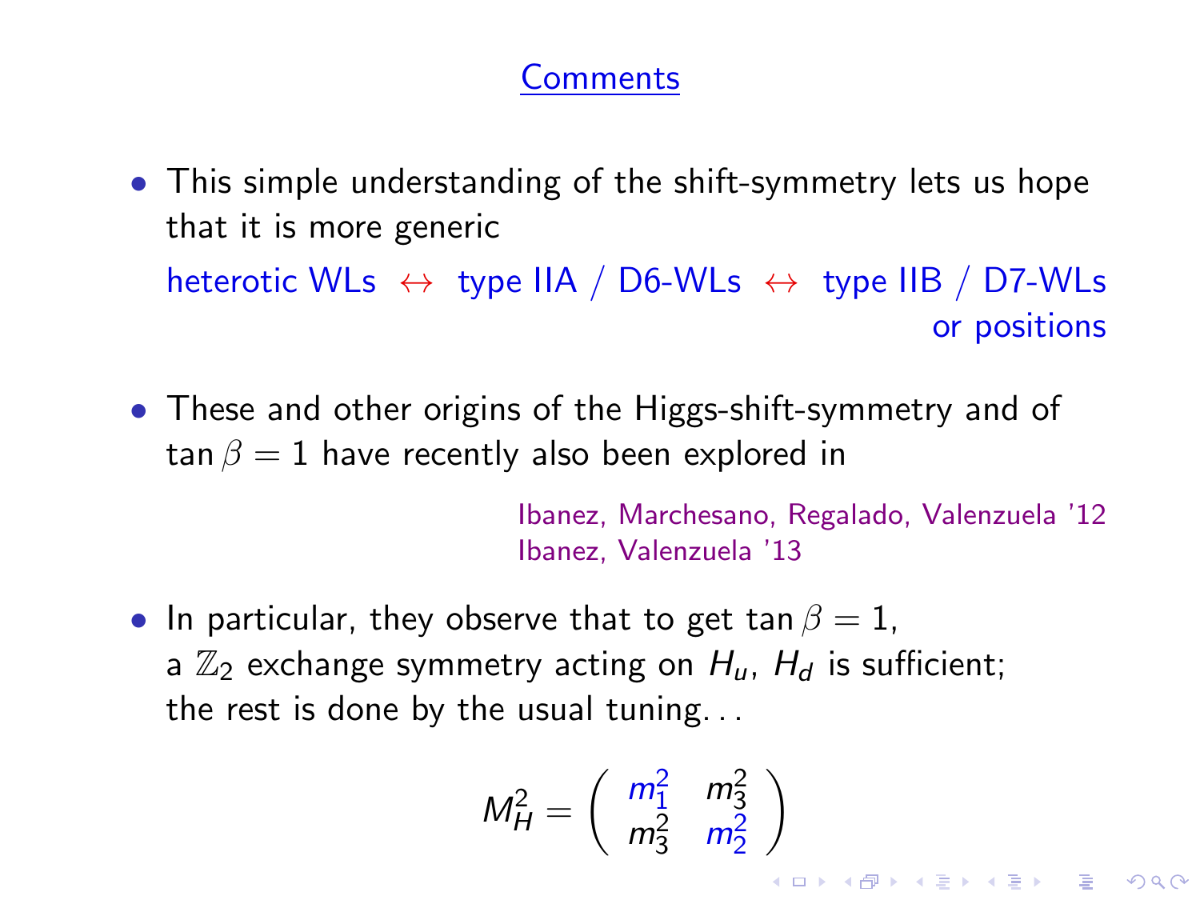## Comments

- This simple understanding of the shift-symmetry lets us hope that it is more generic

  heterotic WLs $\leftrightarrow$ type IIA / D6-WLs $\leftrightarrow$ type IIB / D7-WLs or positions

- These and other origins of the Higgs-shift-symmetry and of $\tan\beta = 1$ have recently also been explored in

  Ibanez, Marchesano, Regalado, Valenzuela '12
  Ibanez, Valenzuela '13

- In particular, they observe that to get $\tan\beta = 1$, a $\mathbb{Z}_2$ exchange symmetry acting on $H_u$, $H_d$ is sufficient; the rest is done by the usual tuning...

$$M_H^2 = \begin{pmatrix} m_1^2 & m_3^2 \\ m_3^2 & m_2^2 \end{pmatrix}$$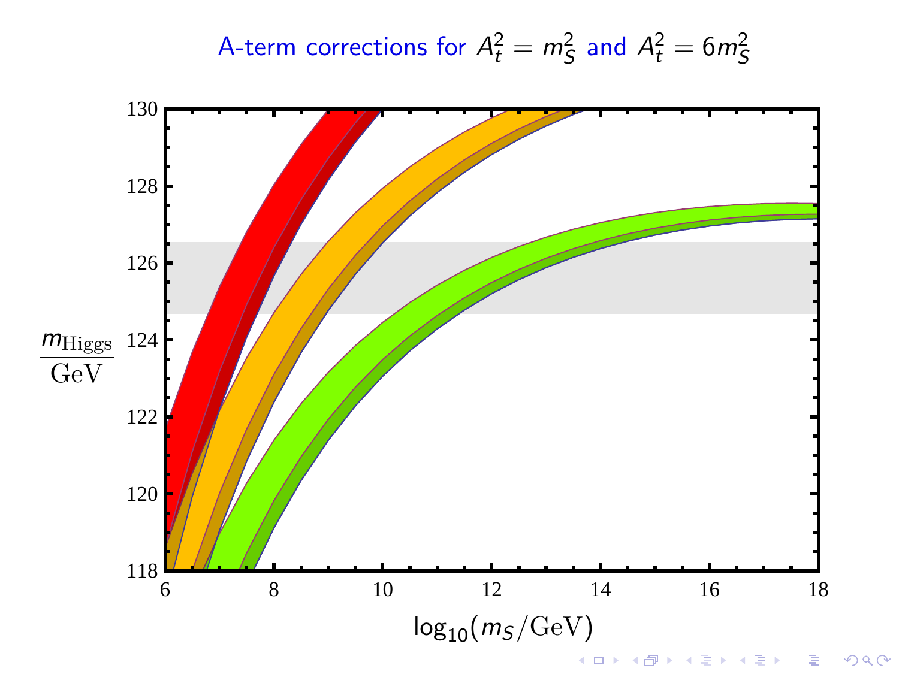## A-term corrections for $A_t^2 = m_S^2$ and $A_t^2 = 6m_S^2$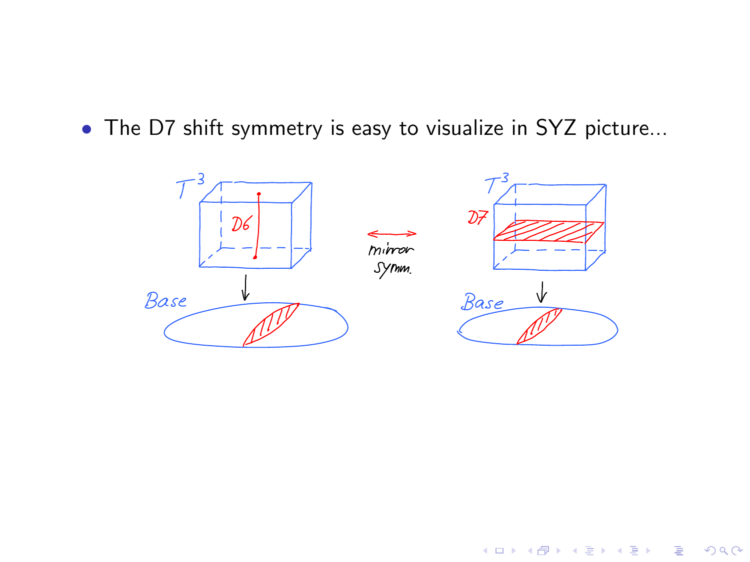- The D7 shift symmetry is easy to visualize in SYZ picture...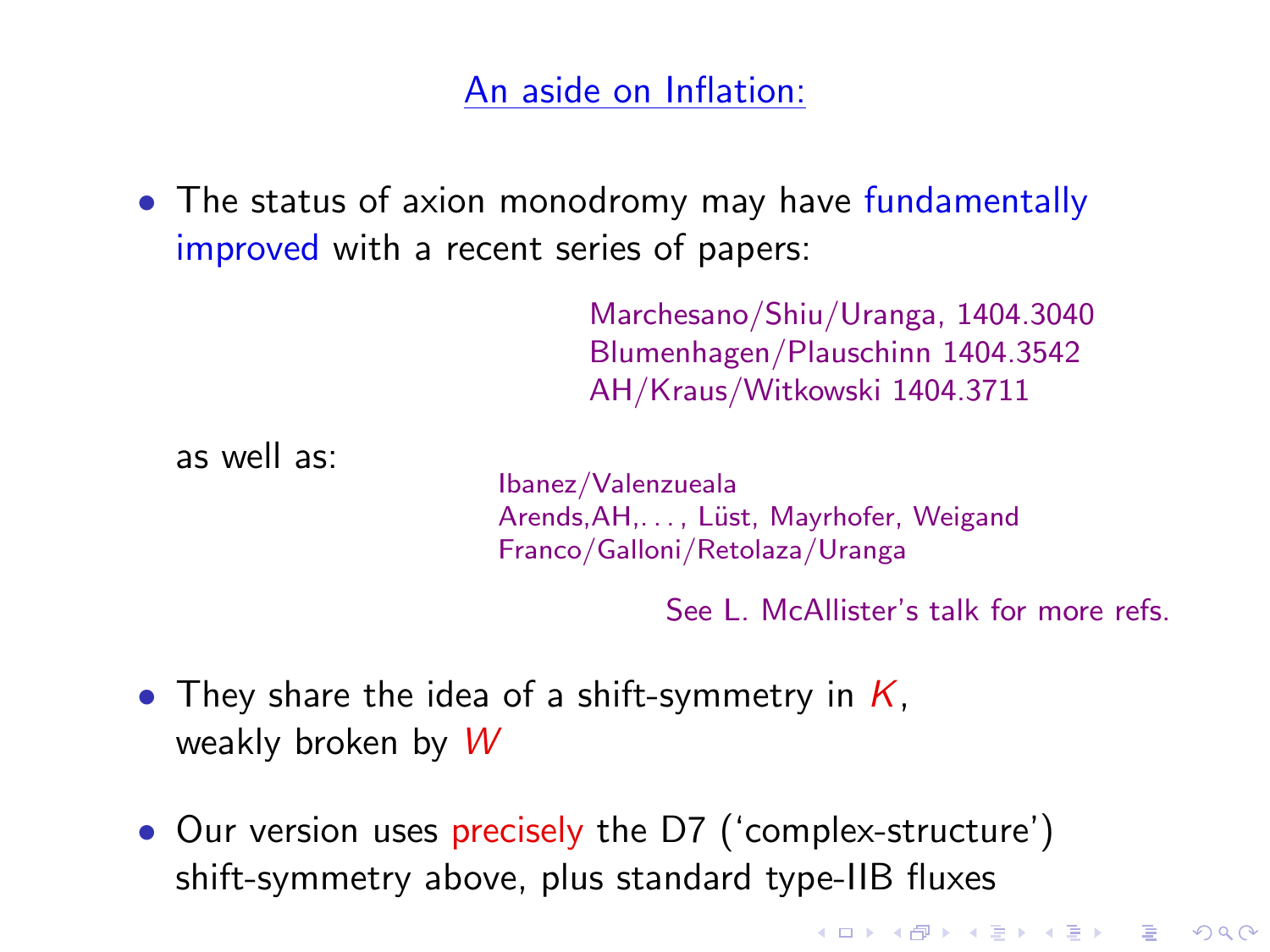## An aside on Inflation:

- The status of axion monodromy may have fundamentally improved with a recent series of papers:

  Marchesano/Shiu/Uranga, 1404.3040
  Blumenhagen/Plauschinn 1404.3542
  AH/Kraus/Witkowski 1404.3711

  as well as:

  Ibanez/Valenzueala
  Arends,AH,. . . , Lüst, Mayrhofer, Weigand
  Franco/Galloni/Retolaza/Uranga

  See L. McAllister's talk for more refs.

- They share the idea of a shift-symmetry in $K$, weakly broken by $W$

- Our version uses precisely the D7 ('complex-structure') shift-symmetry above, plus standard type-IIB fluxes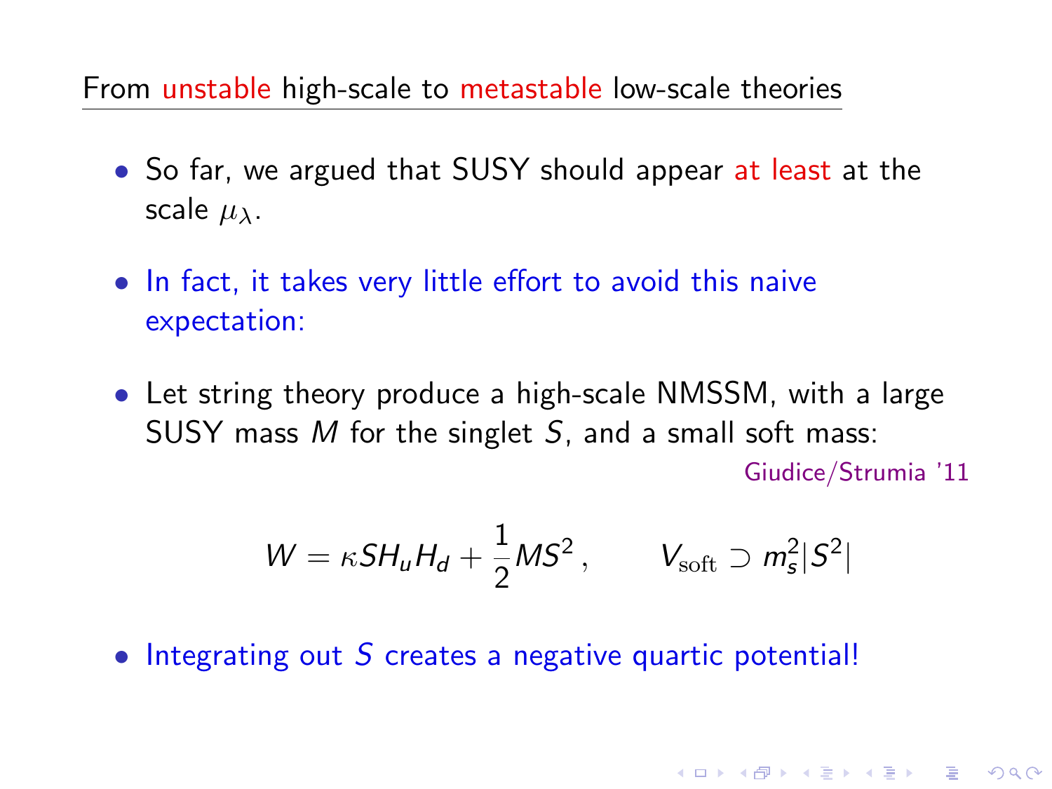## From unstable high-scale to metastable low-scale theories

- So far, we argued that SUSY should appear at least at the scale $\mu_\lambda$.

- In fact, it takes very little effort to avoid this naive expectation:

- Let string theory produce a high-scale NMSSM, with a large SUSY mass $M$ for the singlet $S$, and a small soft mass:

  Giudice/Strumia '11

$$W = \kappa S H_u H_d + \frac{1}{2} M S^2 \,, \qquad V_{\rm soft} \supset m_s^2 |S^2|$$

- Integrating out $S$ creates a negative quartic potential!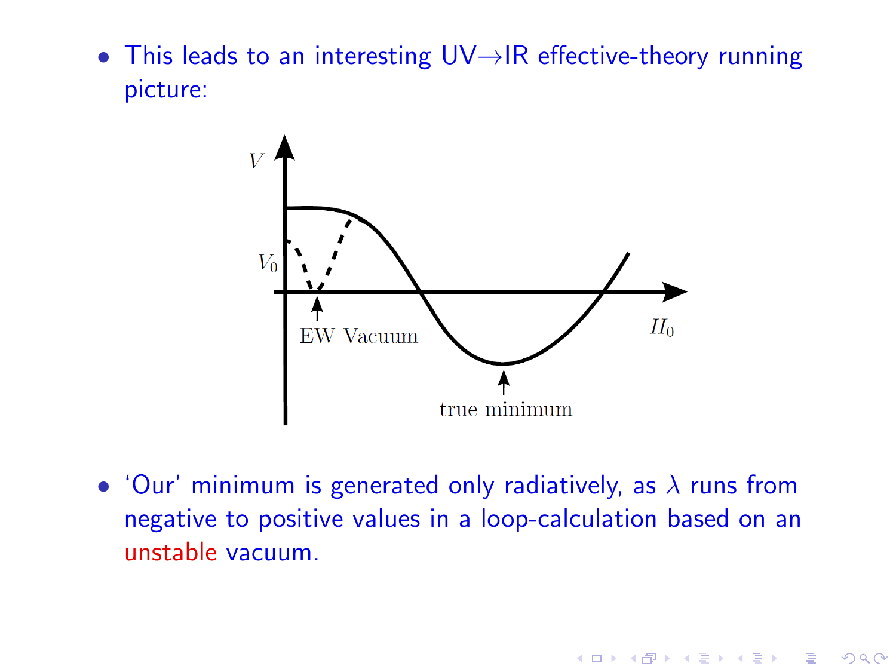- This leads to an interesting UV→IR effective-theory running picture:

- 'Our' minimum is generated only radiatively, as $\lambda$ runs from negative to positive values in a loop-calculation based on an unstable vacuum.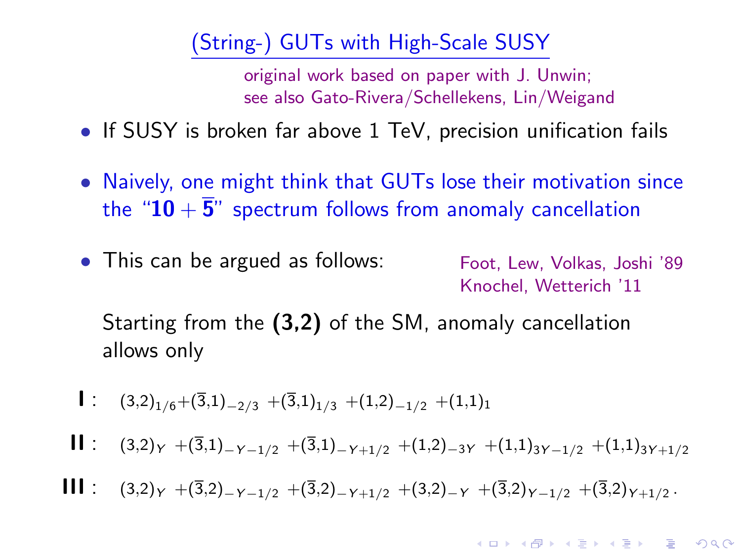## (String-) GUTs with High-Scale SUSY

original work based on paper with J. Unwin;
see also Gato-Rivera/Schellekens, Lin/Weigand

- If SUSY is broken far above 1 TeV, precision unification fails
- Naively, one might think that GUTs lose their motivation since the "$\mathbf{10} + \overline{\mathbf{5}}$" spectrum follows from anomaly cancellation
- This can be argued as follows: Foot, Lew, Volkas, Joshi '89; Knochel, Wetterich '11

  Starting from the **(3,2)** of the SM, anomaly cancellation allows only

$$\textbf{I}: \quad (3,2)_{1/6} + (\overline{3},1)_{-2/3} + (\overline{3},1)_{1/3} + (1,2)_{-1/2} + (1,1)_1$$

$$\textbf{II}: \quad (3,2)_Y + (\overline{3},1)_{-Y-1/2} + (\overline{3},1)_{-Y+1/2} + (1,2)_{-3Y} + (1,1)_{3Y-1/2} + (1,1)_{3Y+1/2}$$

$$\textbf{III}: \quad (3,2)_Y + (\overline{3},2)_{-Y-1/2} + (\overline{3},2)_{-Y+1/2} + (3,2)_{-Y} + (\overline{3},2)_{Y-1/2} + (\overline{3},2)_{Y+1/2}\,.$$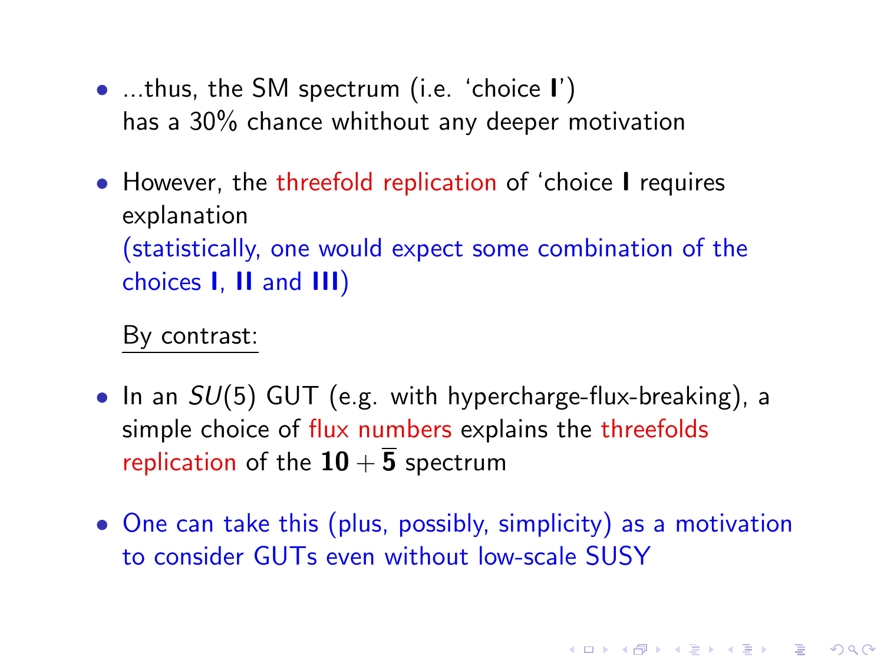- ...thus, the SM spectrum (i.e. 'choice **I**')
  has a 30% chance whithout any deeper motivation

- However, the threefold replication of 'choice **I** requires explanation
  (statistically, one would expect some combination of the choices **I**, **II** and **III**)

  By contrast:

- In an $SU(5)$ GUT (e.g. with hypercharge-flux-breaking), a simple choice of flux numbers explains the threefolds replication of the $\mathbf{10} + \overline{\mathbf{5}}$ spectrum

- One can take this (plus, possibly, simplicity) as a motivation to consider GUTs even without low-scale SUSY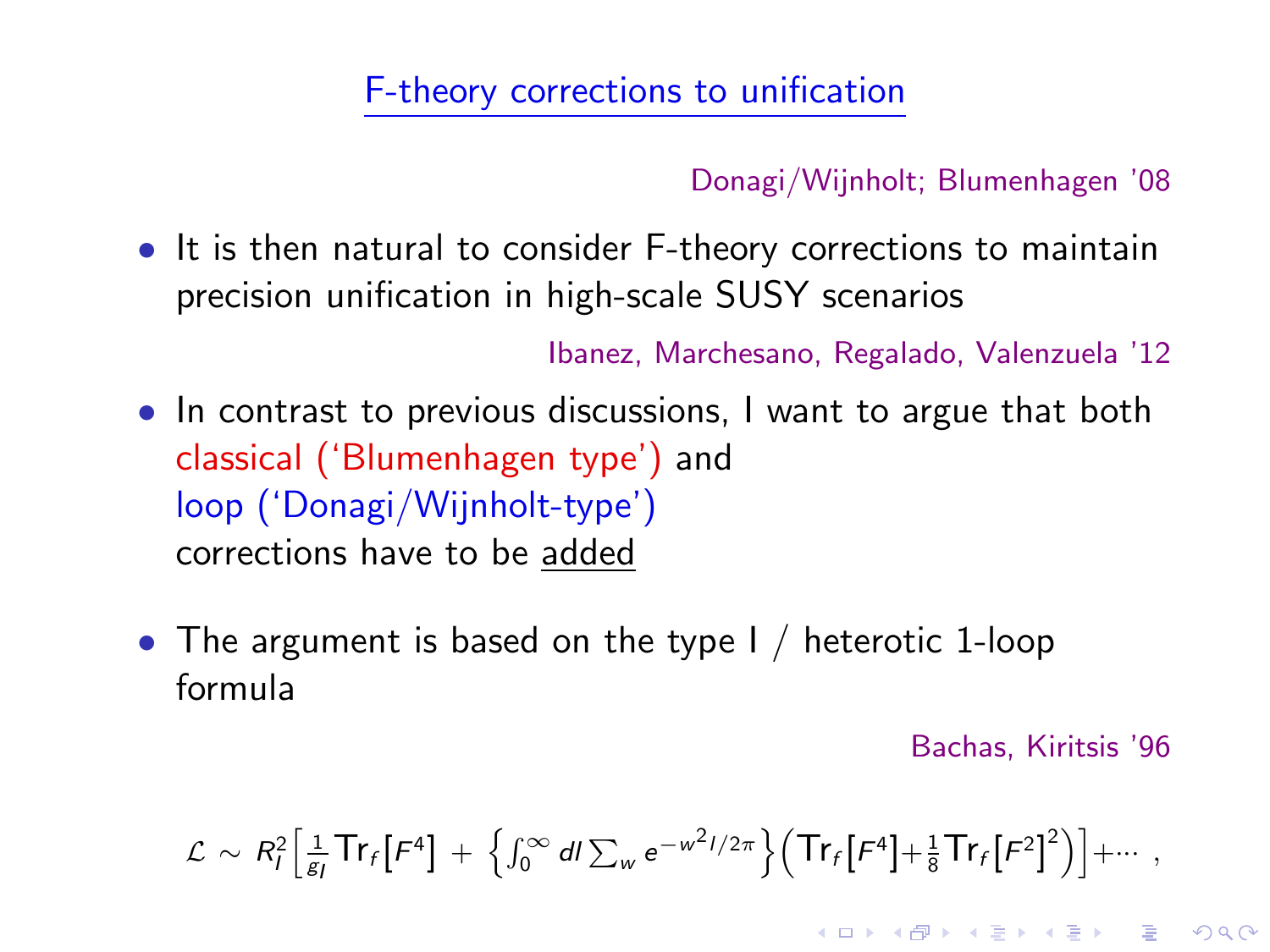## F-theory corrections to unification

Donagi/Wijnholt; Blumenhagen '08

- It is then natural to consider F-theory corrections to maintain precision unification in high-scale SUSY scenarios

Ibanez, Marchesano, Regalado, Valenzuela '12

- In contrast to previous discussions, I want to argue that both classical ('Blumenhagen type') and loop ('Donagi/Wijnholt-type') corrections have to be added

- The argument is based on the type I / heterotic 1-loop formula

Bachas, Kiritsis '96

$$\mathcal{L} \sim R_I^2 \Big[ \frac{1}{g_I} \text{Tr}_f[F^4] + \Big\{ \int_0^\infty dl \sum_w e^{-w^2 l/2\pi} \Big\} \Big( \text{Tr}_f[F^4] + \frac{1}{8} \text{Tr}_f[F^2]^2 \Big) \Big] + \cdots \,,$$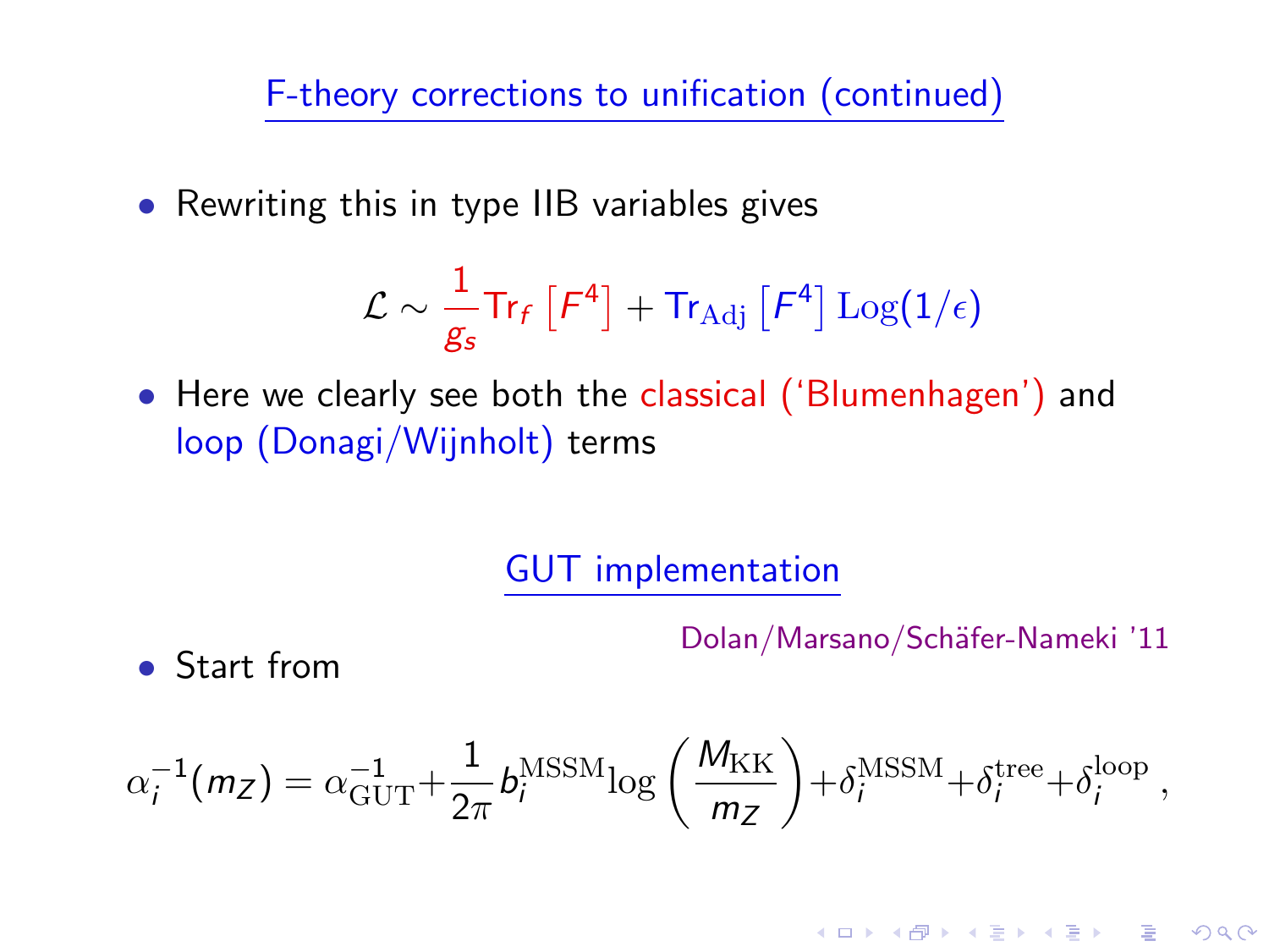## F-theory corrections to unification (continued)

- Rewriting this in type IIB variables gives

$$\mathcal{L} \sim \frac{1}{g_s} \mathrm{Tr}_f \left[ F^4 \right] + \mathrm{Tr}_{\mathrm{Adj}} \left[ F^4 \right] \mathrm{Log}(1/\epsilon)$$

- Here we clearly see both the classical ('Blumenhagen') and loop (Donagi/Wijnholt) terms

## GUT implementation

Dolan/Marsano/Schäfer-Nameki '11

- Start from

$$\alpha_i^{-1}(m_Z) = \alpha_{\mathrm{GUT}}^{-1} + \frac{1}{2\pi} b_i^{\mathrm{MSSM}} \log\left( \frac{M_{\mathrm{KK}}}{m_Z} \right) + \delta_i^{\mathrm{MSSM}} + \delta_i^{\mathrm{tree}} + \delta_i^{\mathrm{loop}} \,,$$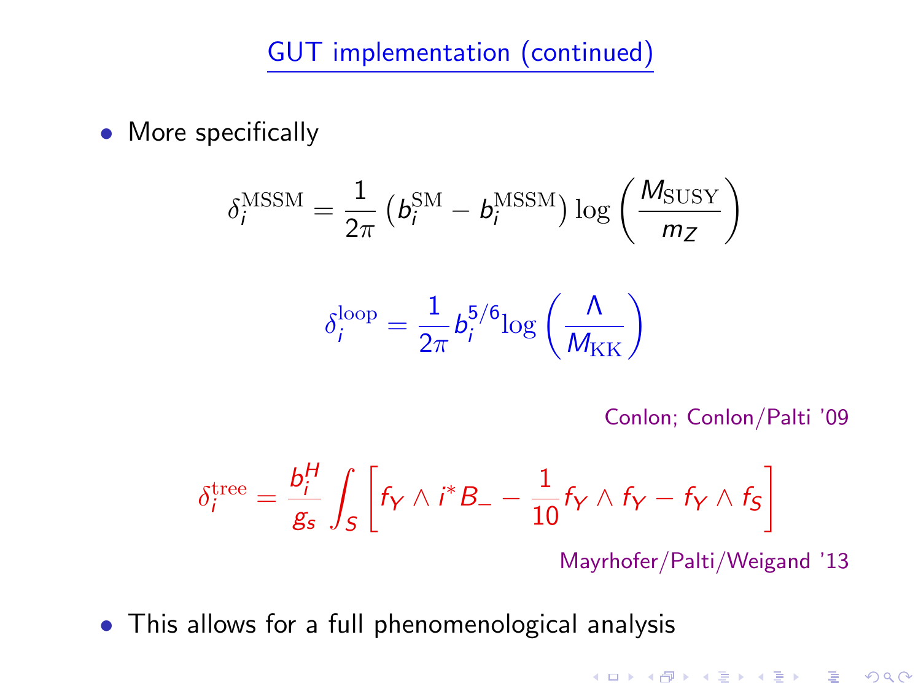## GUT implementation (continued)

- More specifically

$$\delta_i^{\mathrm{MSSM}} = \frac{1}{2\pi}\left(b_i^{\mathrm{SM}} - b_i^{\mathrm{MSSM}}\right)\log\left(\frac{M_{\mathrm{SUSY}}}{m_Z}\right)$$

$$\delta_i^{\mathrm{loop}} = \frac{1}{2\pi} b_i^{5/6} \log\left(\frac{\Lambda}{M_{\mathrm{KK}}}\right)$$

Conlon; Conlon/Palti '09

$$\delta_i^{\mathrm{tree}} = \frac{b_i^H}{g_s}\int_S \left[f_Y \wedge i^* B_- - \frac{1}{10} f_Y \wedge f_Y - f_Y \wedge f_S\right]$$

Mayrhofer/Palti/Weigand '13

- This allows for a full phenomenological analysis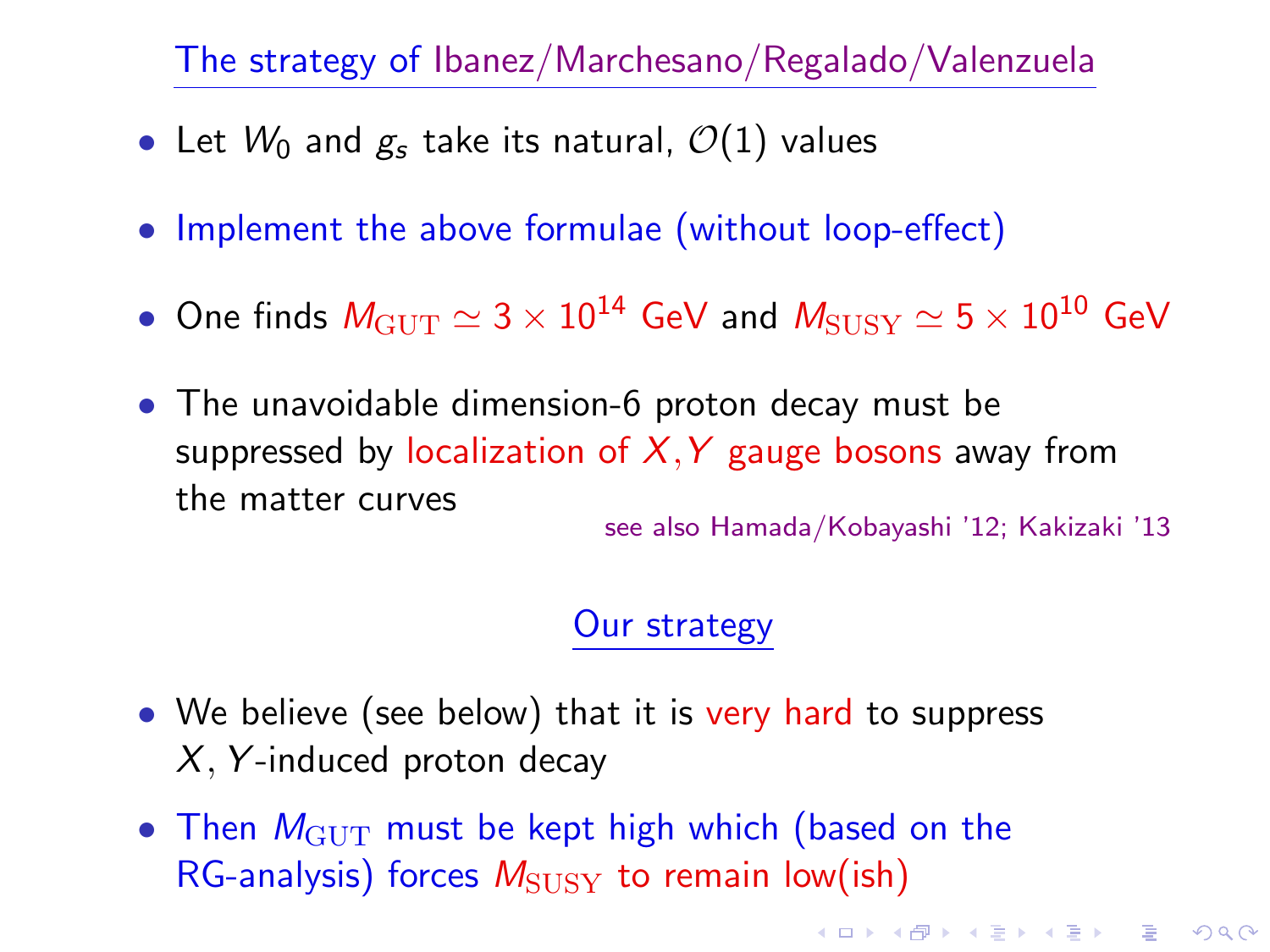## The strategy of Ibanez/Marchesano/Regalado/Valenzuela

- Let $W_0$ and $g_s$ take its natural, $\mathcal{O}(1)$ values
- Implement the above formulae (without loop-effect)
- One finds $M_{\rm GUT} \simeq 3 \times 10^{14}$ GeV and $M_{\rm SUSY} \simeq 5 \times 10^{10}$ GeV
- The unavoidable dimension-6 proton decay must be suppressed by localization of $X, Y$ gauge bosons away from the matter curves

  see also Hamada/Kobayashi '12; Kakizaki '13

## Our strategy

- We believe (see below) that it is very hard to suppress $X, Y$-induced proton decay
- Then $M_{\rm GUT}$ must be kept high which (based on the RG-analysis) forces $M_{\rm SUSY}$ to remain low(ish)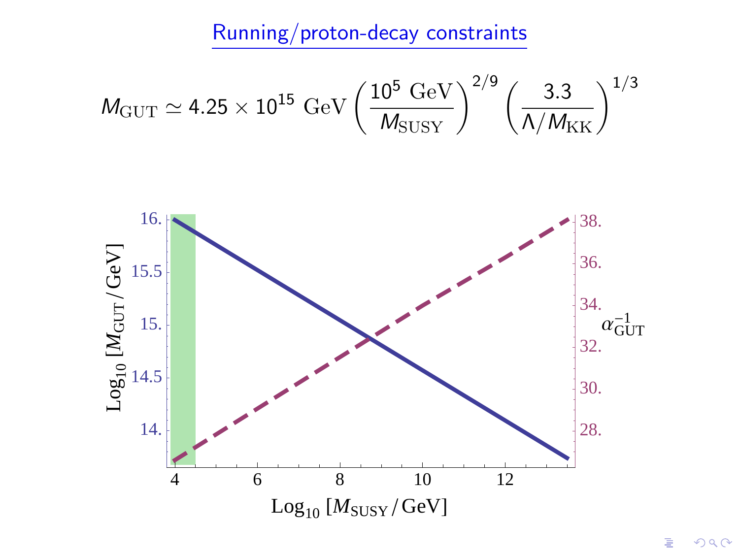# Running/proton-decay constraints

$$M_{\rm GUT} \simeq 4.25 \times 10^{15}~{\rm GeV} \left(\frac{10^5~{\rm GeV}}{M_{\rm SUSY}}\right)^{2/9} \left(\frac{3.3}{\Lambda/M_{\rm KK}}\right)^{1/3}$$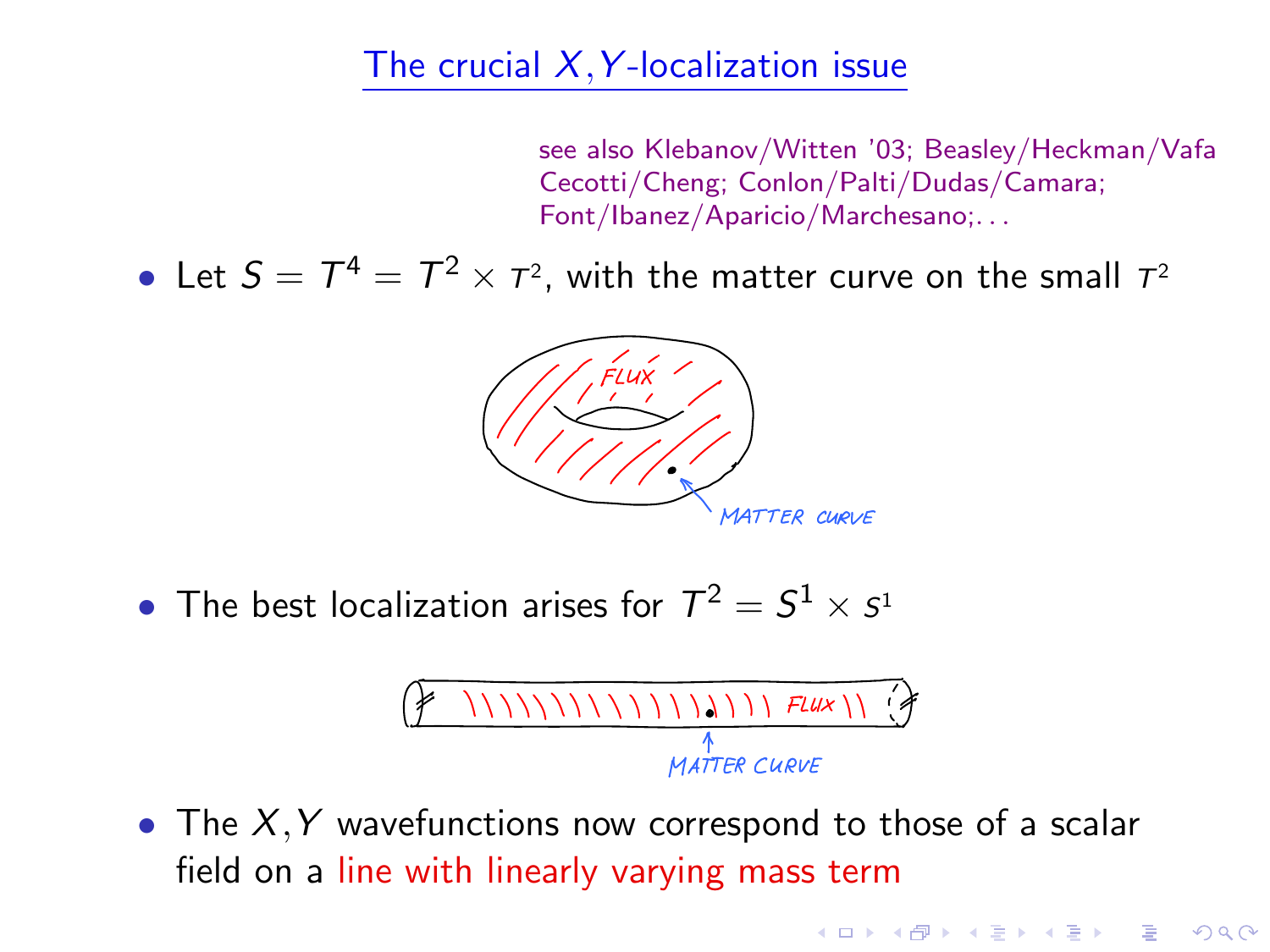# The crucial $X, Y$-localization issue

see also Klebanov/Witten '03; Beasley/Heckman/Vafa Cecotti/Cheng; Conlon/Palti/Dudas/Camara; Font/Ibanez/Aparicio/Marchesano;...

- Let $S = T^4 = T^2 \times \tau^2$, with the matter curve on the small $\tau^2$

FLUX

MATTER CURVE

- The best localization arises for $T^2 = S^1 \times s^1$

FLUX

MATTER CURVE

- The $X, Y$ wavefunctions now correspond to those of a scalar field on a line with linearly varying mass term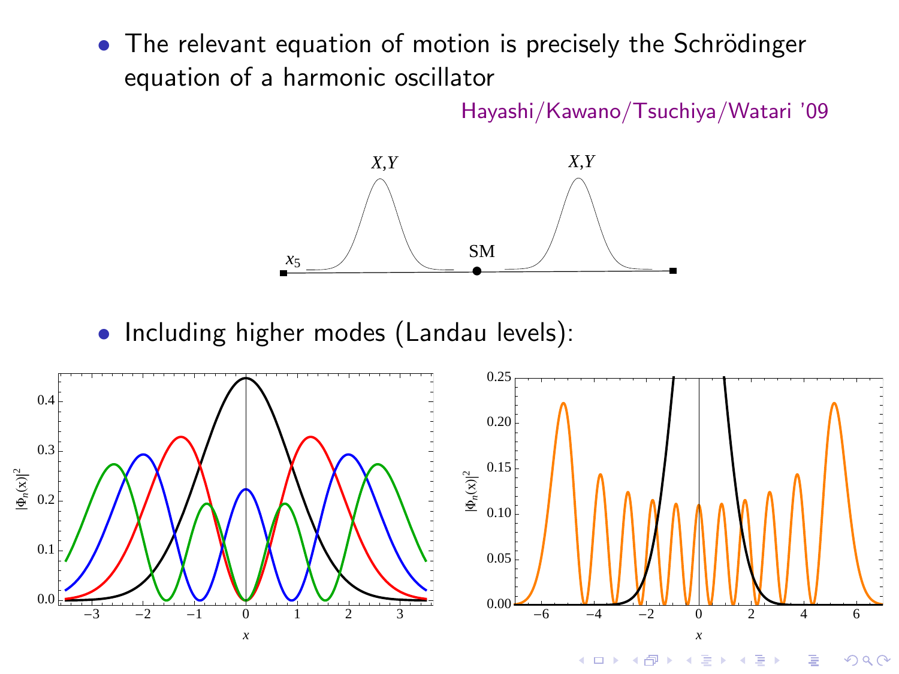- The relevant equation of motion is precisely the Schrödinger equation of a harmonic oscillator

Hayashi/Kawano/Tsuchiya/Watari '09

- Including higher modes (Landau levels):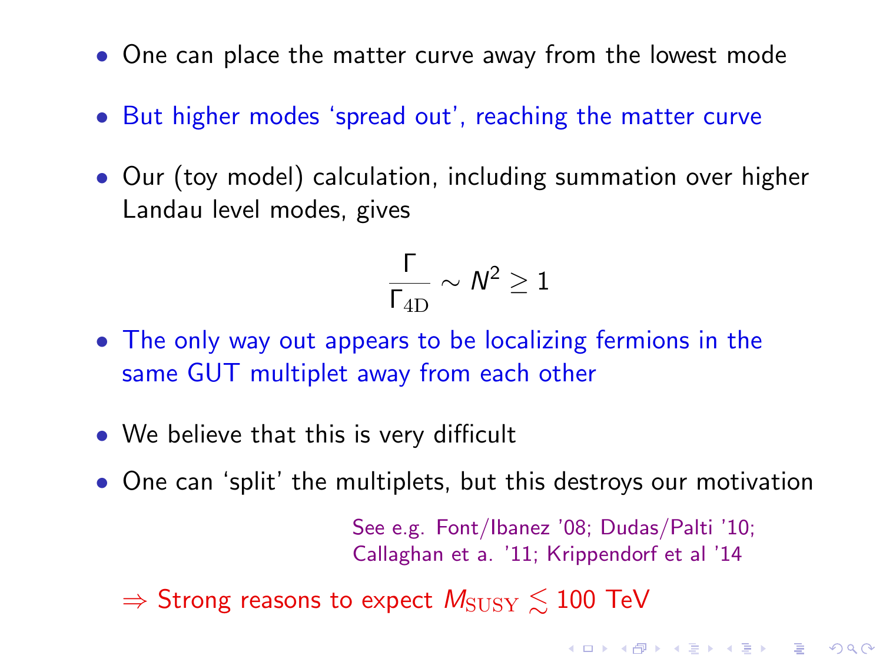- One can place the matter curve away from the lowest mode
- But higher modes 'spread out', reaching the matter curve
- Our (toy model) calculation, including summation over higher Landau level modes, gives

$$\frac{\Gamma}{\Gamma_{\rm 4D}} \sim N^2 \geq 1$$

- The only way out appears to be localizing fermions in the same GUT multiplet away from each other
- We believe that this is very difficult
- One can 'split' the multiplets, but this destroys our motivation

See e.g. Font/Ibanez '08; Dudas/Palti '10; Callaghan et a. '11; Krippendorf et al '14

$\Rightarrow$ Strong reasons to expect $M_{\rm SUSY} \lesssim 100$ TeV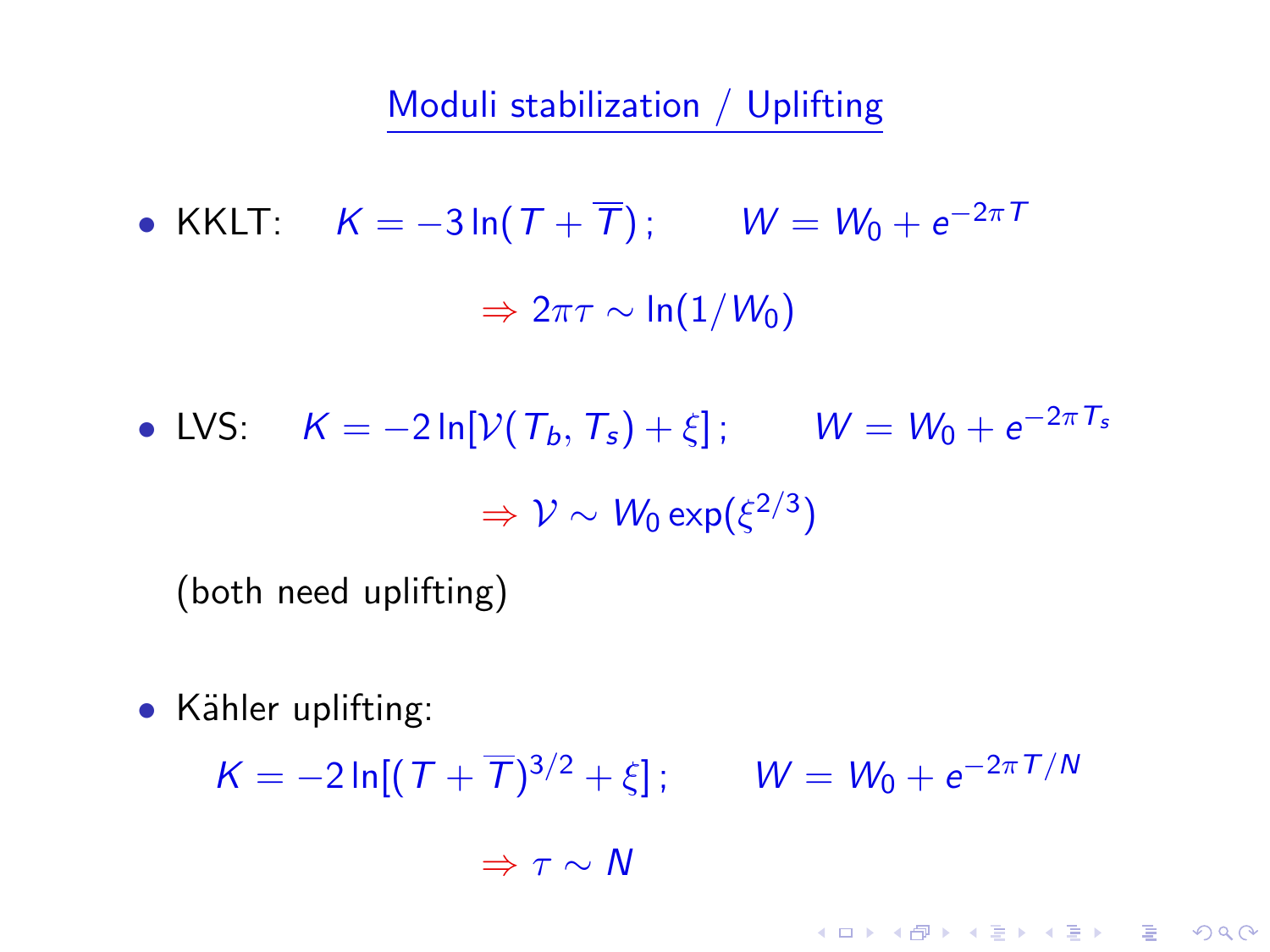# Moduli stabilization / Uplifting

- KKLT: $K = -3\ln(T + \overline{T})\,; \qquad W = W_0 + e^{-2\pi T}$

$$\Rightarrow 2\pi\tau \sim \ln(1/W_0)$$

- LVS: $K = -2\ln[\mathcal{V}(T_b, T_s) + \xi]\,; \qquad W = W_0 + e^{-2\pi T_s}$

$$\Rightarrow \mathcal{V} \sim W_0 \exp(\xi^{2/3})$$

(both need uplifting)

- Kähler uplifting:

$$K = -2\ln[(T + \overline{T})^{3/2} + \xi]\,; \qquad W = W_0 + e^{-2\pi T/N}$$

$$\Rightarrow \tau \sim N$$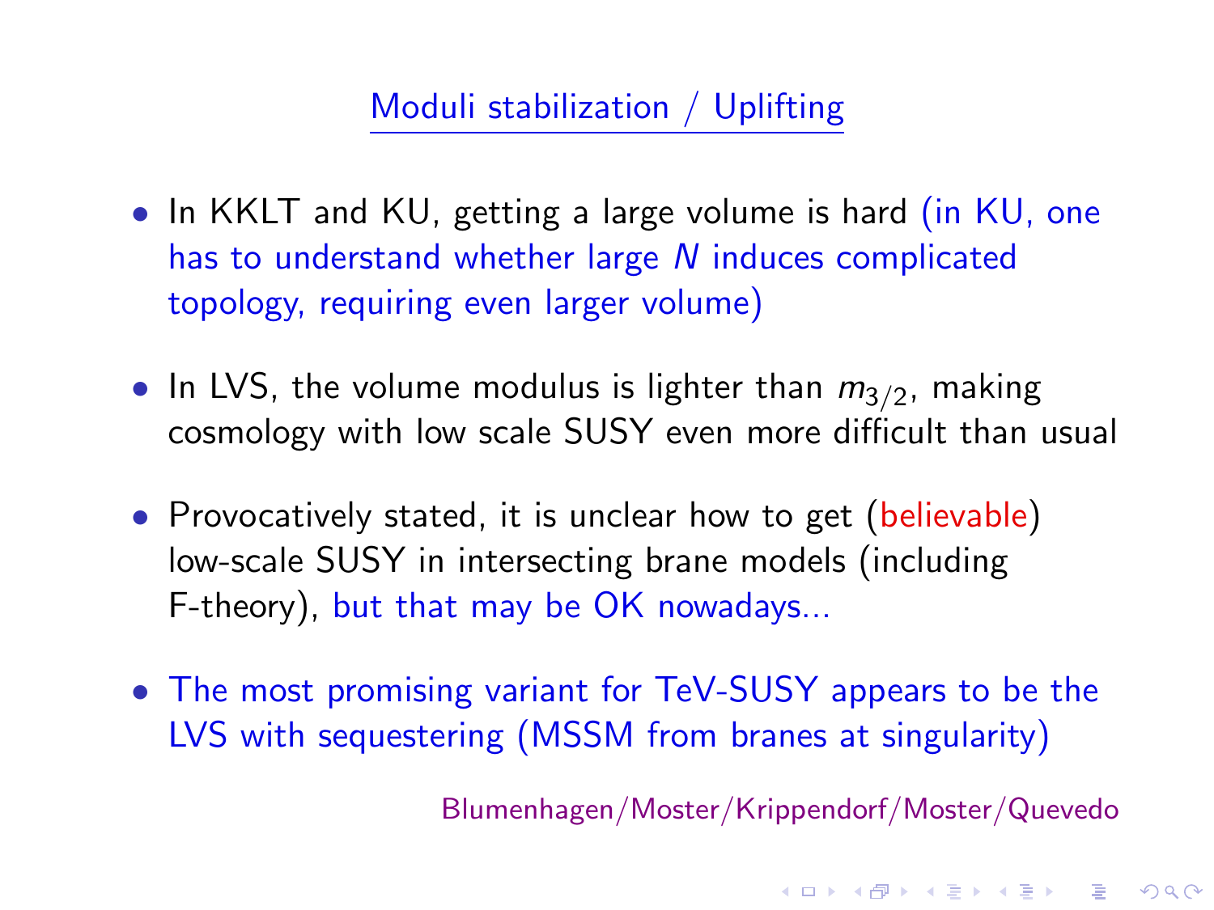## Moduli stabilization / Uplifting

- In KKLT and KU, getting a large volume is hard (in KU, one has to understand whether large $N$ induces complicated topology, requiring even larger volume)
- In LVS, the volume modulus is lighter than $m_{3/2}$, making cosmology with low scale SUSY even more difficult than usual
- Provocatively stated, it is unclear how to get (believable) low-scale SUSY in intersecting brane models (including F-theory), but that may be OK nowadays...
- The most promising variant for TeV-SUSY appears to be the LVS with sequestering (MSSM from branes at singularity)

Blumenhagen/Moster/Krippendorf/Moster/Quevedo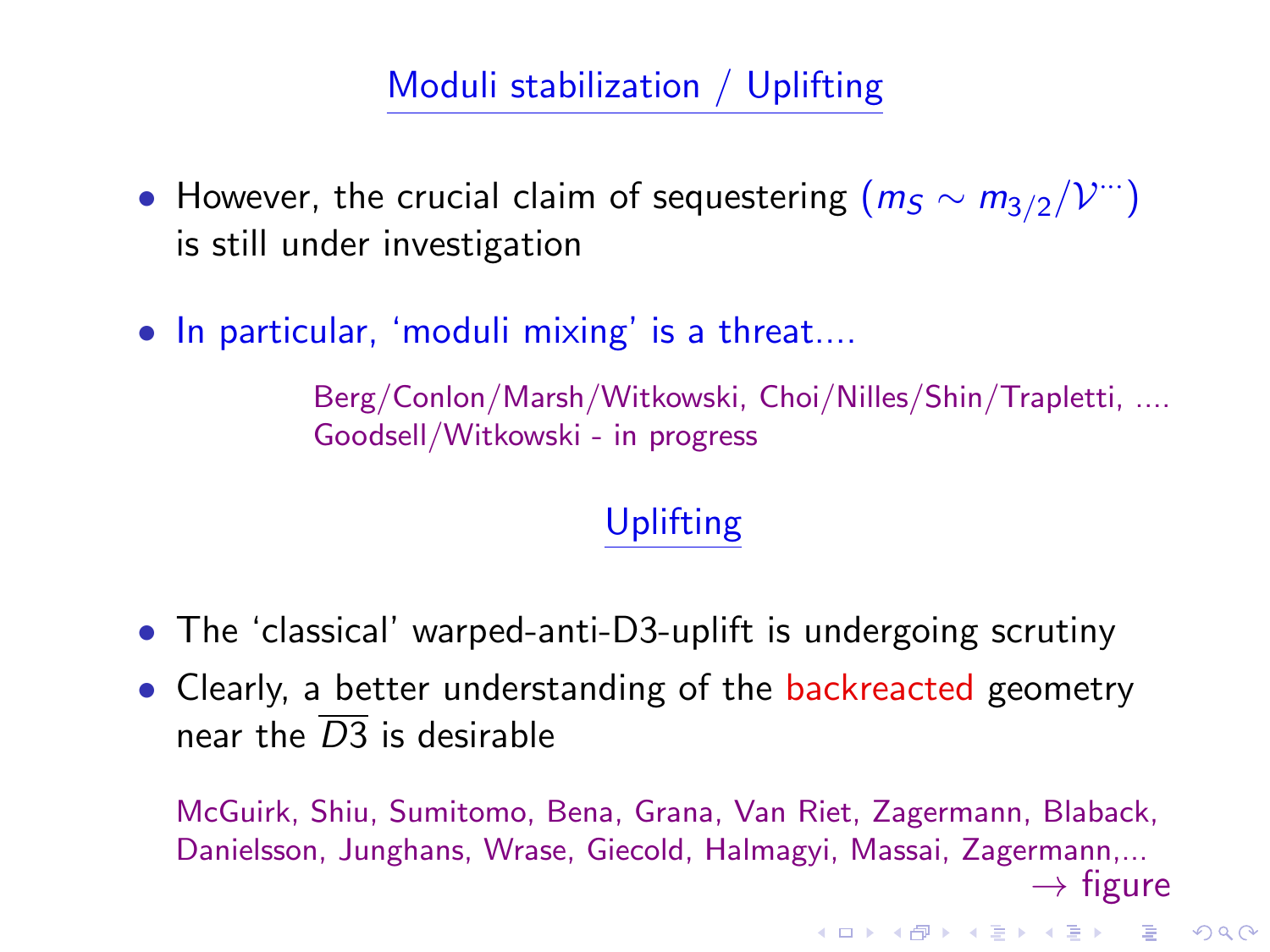## Moduli stabilization / Uplifting

- However, the crucial claim of sequestering ($m_S \sim m_{3/2}/\mathcal{V}^{\cdots}$) is still under investigation
- In particular, 'moduli mixing' is a threat....

  Berg/Conlon/Marsh/Witkowski, Choi/Nilles/Shin/Trapletti, ....
  Goodsell/Witkowski - in progress

## Uplifting

- The 'classical' warped-anti-D3-uplift is undergoing scrutiny
- Clearly, a better understanding of the backreacted geometry near the $\overline{D3}$ is desirable

McGuirk, Shiu, Sumitomo, Bena, Grana, Van Riet, Zagermann, Blaback, Danielsson, Junghans, Wrase, Giecold, Halmagyi, Massai, Zagermann,...

$\rightarrow$ figure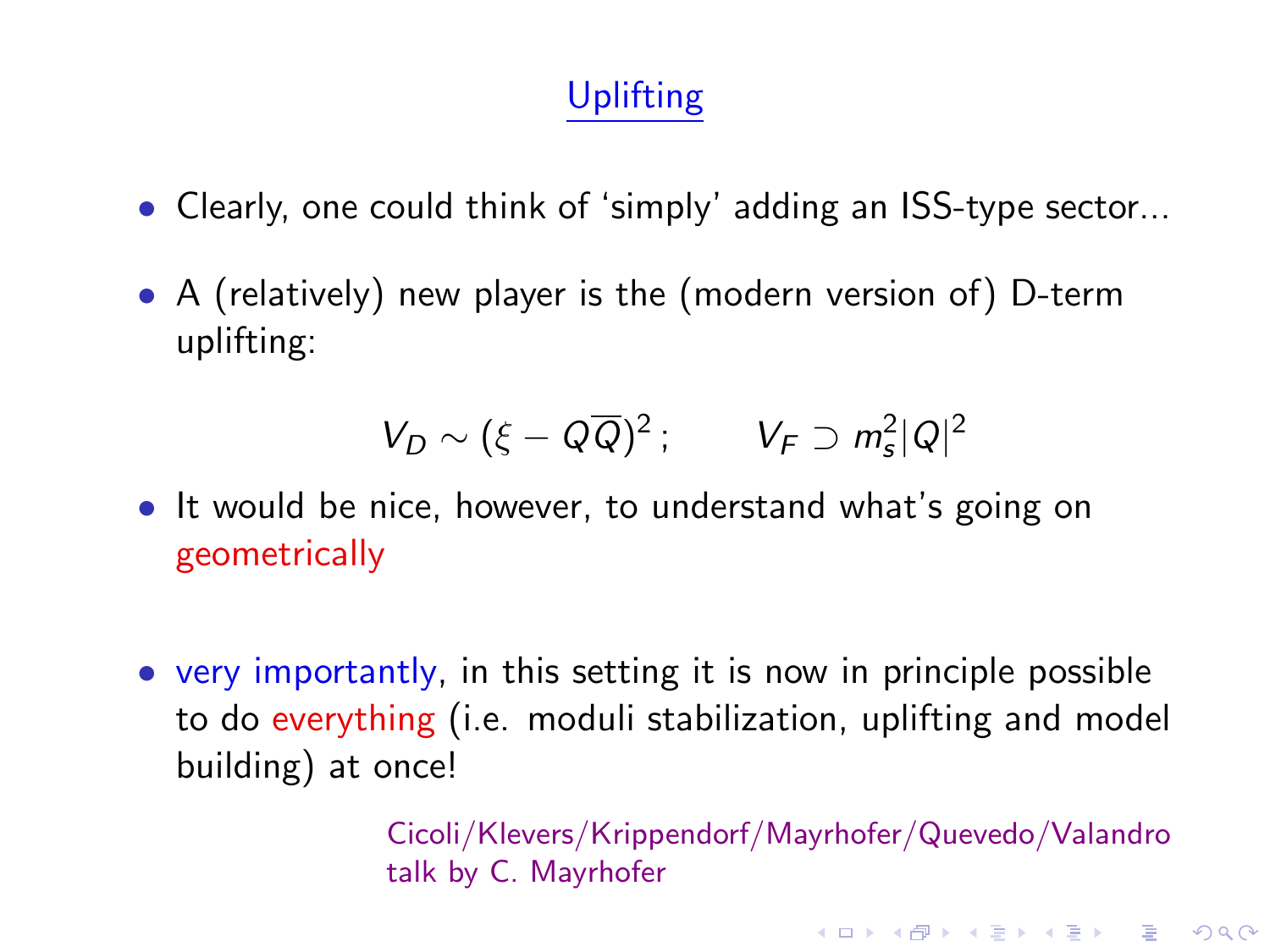## Uplifting

- Clearly, one could think of 'simply' adding an ISS-type sector...
- A (relatively) new player is the (modern version of) D-term uplifting:

$$V_D \sim (\xi - Q\overline{Q})^2 \,; \qquad V_F \supset m_s^2 |Q|^2$$

- It would be nice, however, to understand what's going on geometrically

- very importantly, in this setting it is now in principle possible to do everything (i.e. moduli stabilization, uplifting and model building) at once!

Cicoli/Klevers/Krippendorf/Mayrhofer/Quevedo/Valandro
talk by C. Mayrhofer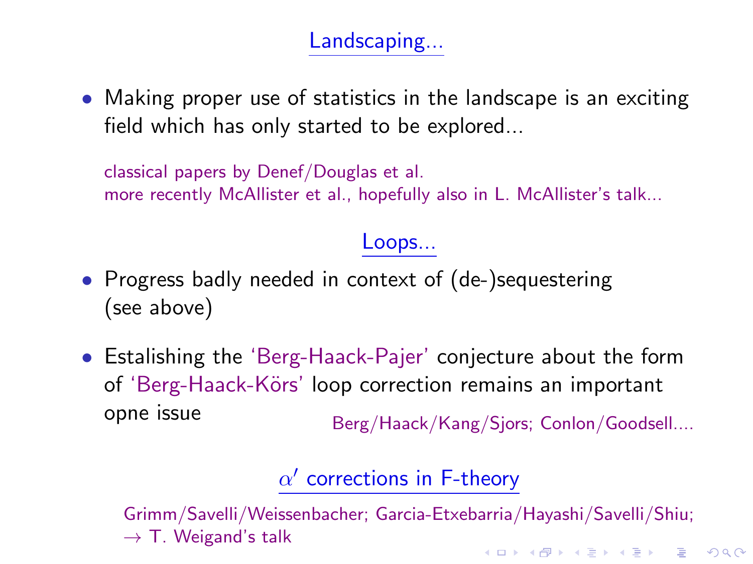## Landscaping...

- Making proper use of statistics in the landscape is an exciting field which has only started to be explored...

  classical papers by Denef/Douglas et al.
  more recently McAllister et al., hopefully also in L. McAllister's talk...

## Loops...

- Progress badly needed in context of (de-)sequestering (see above)

- Estalishing the 'Berg-Haack-Pajer' conjecture about the form of 'Berg-Haack-Körs' loop correction remains an important opne issue

  Berg/Haack/Kang/Sjors; Conlon/Goodsell....

## $\alpha'$ corrections in F-theory

Grimm/Savelli/Weissenbacher; Garcia-Etxebarria/Hayashi/Savelli/Shiu;
→ T. Weigand's talk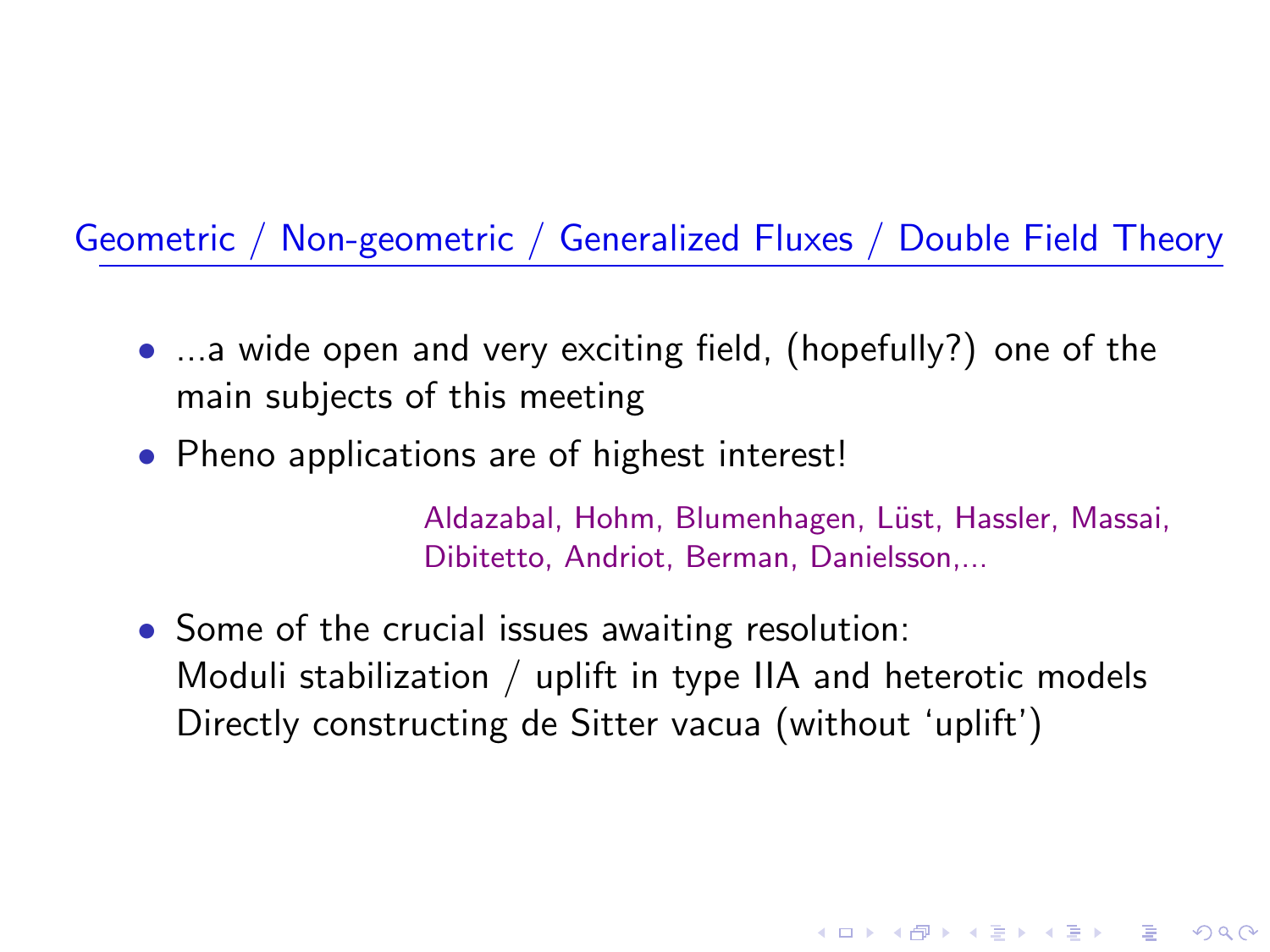## Geometric / Non-geometric / Generalized Fluxes / Double Field Theory

- ...a wide open and very exciting field, (hopefully?) one of the main subjects of this meeting
- Pheno applications are of highest interest!

  Aldazabal, Hohm, Blumenhagen, Lüst, Hassler, Massai, Dibitetto, Andriot, Berman, Danielsson,...

- Some of the crucial issues awaiting resolution:
  Moduli stabilization / uplift in type IIA and heterotic models
  Directly constructing de Sitter vacua (without 'uplift')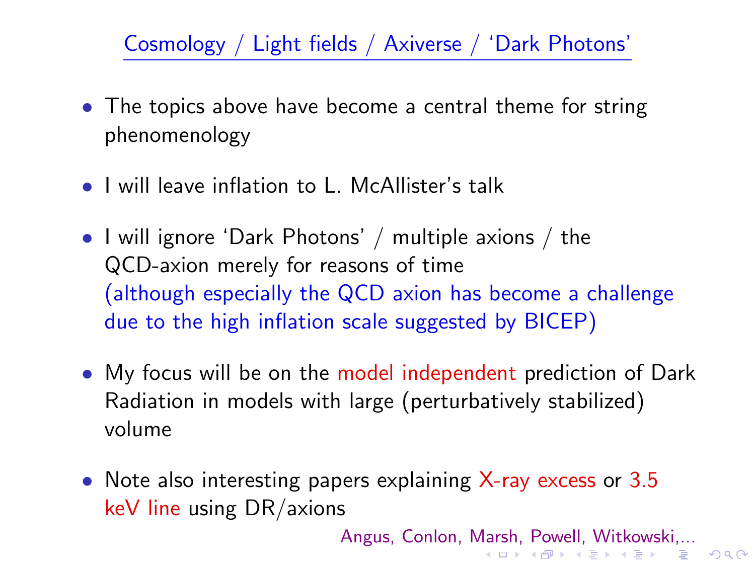## Cosmology / Light fields / Axiverse / 'Dark Photons'

- The topics above have become a central theme for string phenomenology
- I will leave inflation to L. McAllister's talk
- I will ignore 'Dark Photons' / multiple axions / the QCD-axion merely for reasons of time (although especially the QCD axion has become a challenge due to the high inflation scale suggested by BICEP)
- My focus will be on the model independent prediction of Dark Radiation in models with large (perturbatively stabilized) volume
- Note also interesting papers explaining X-ray excess or 3.5 keV line using DR/axions

Angus, Conlon, Marsh, Powell, Witkowski,...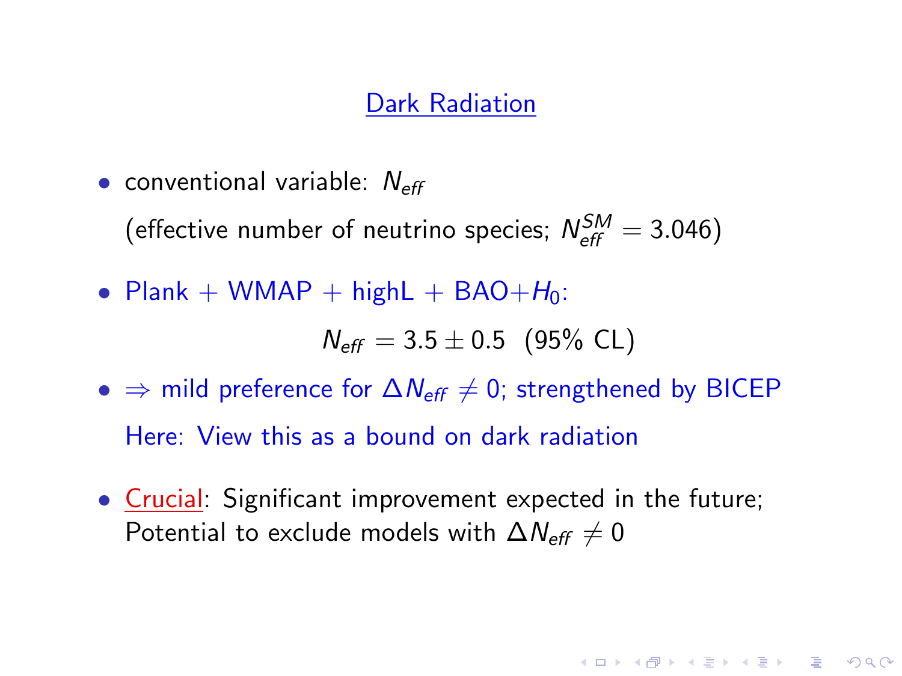## Dark Radiation

- conventional variable: $N_{eff}$

  (effective number of neutrino species; $N_{eff}^{SM} = 3.046$)

- Plank + WMAP + highL + BAO+$H_0$:

$$N_{eff} = 3.5 \pm 0.5 \ \ (95\% \text{ CL})$$

- $\Rightarrow$ mild preference for $\Delta N_{eff} \neq 0$; strengthened by BICEP

  Here: View this as a bound on dark radiation

- Crucial: Significant improvement expected in the future; Potential to exclude models with $\Delta N_{eff} \neq 0$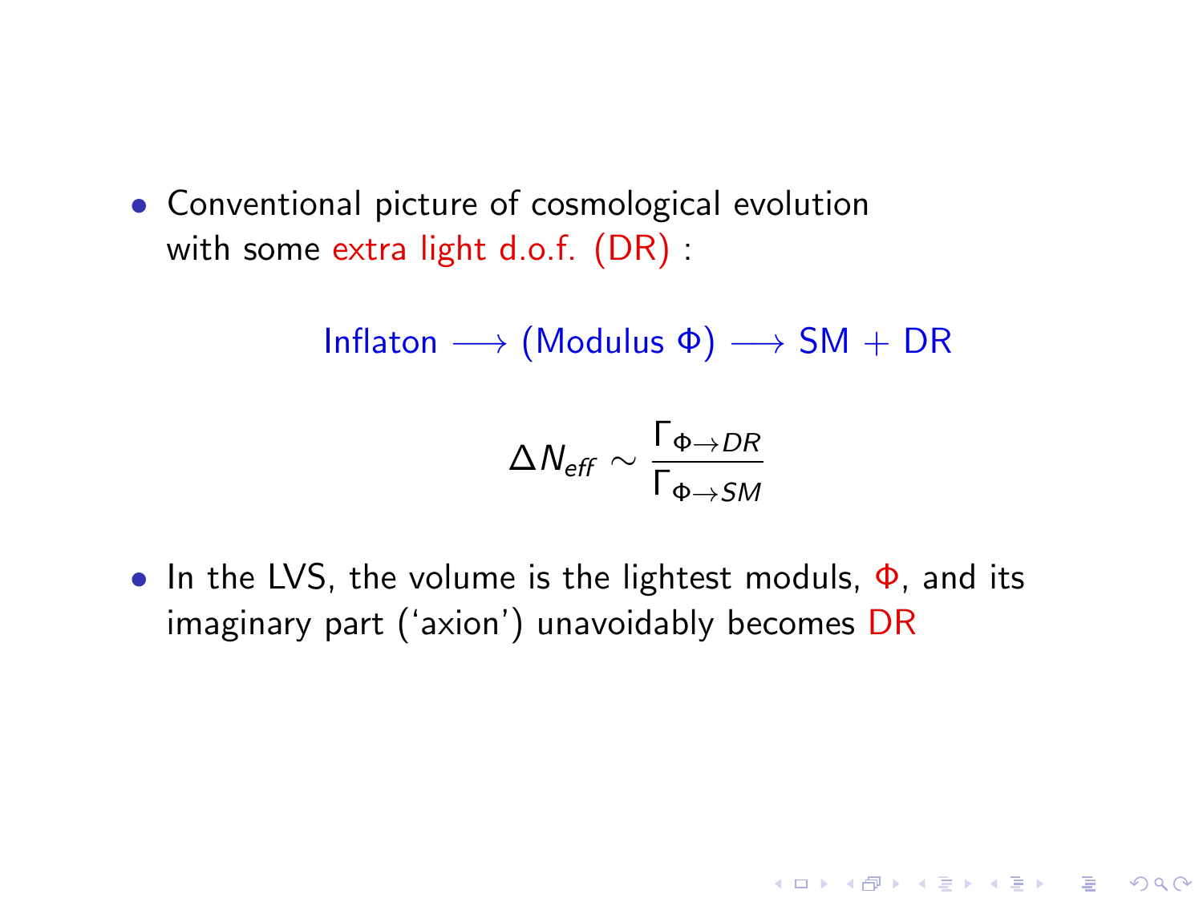- Conventional picture of cosmological evolution with some extra light d.o.f. (DR) :

$$\text{Inflaton} \longrightarrow (\text{Modulus } \Phi) \longrightarrow \text{SM} + \text{DR}$$

$$\Delta N_{eff} \sim \frac{\Gamma_{\Phi \to DR}}{\Gamma_{\Phi \to SM}}$$

- In the LVS, the volume is the lightest moduls, $\Phi$, and its imaginary part ('axion') unavoidably becomes DR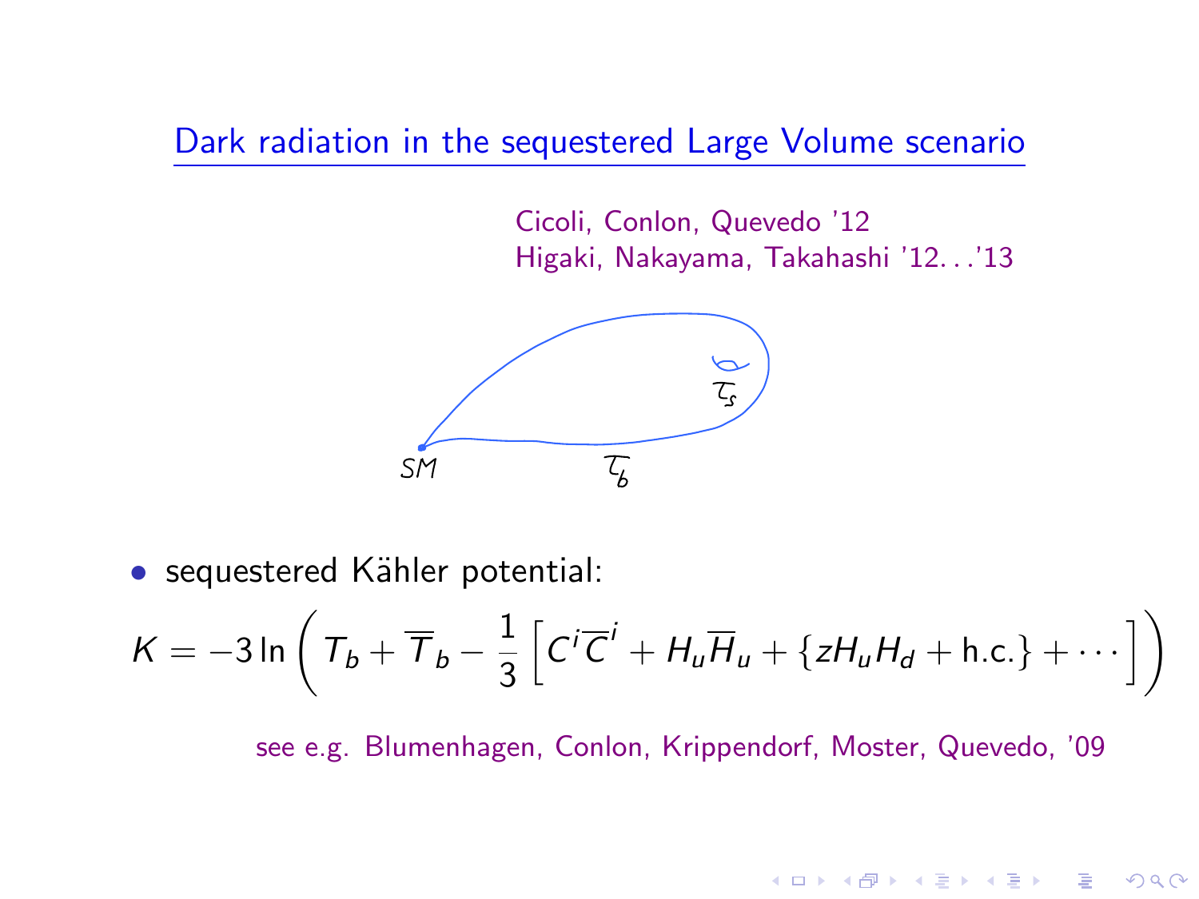## Dark radiation in the sequestered Large Volume scenario

Cicoli, Conlon, Quevedo '12
Higaki, Nakayama, Takahashi '12…'13

- sequestered Kähler potential:

$$K = -3\ln\left( T_b + \overline{T}_b - \frac{1}{3}\left[ C^i \overline{C}^i + H_u \overline{H}_u + \{ z H_u H_d + \text{h.c.}\} + \cdots \right] \right)$$

see e.g. Blumenhagen, Conlon, Krippendorf, Moster, Quevedo, '09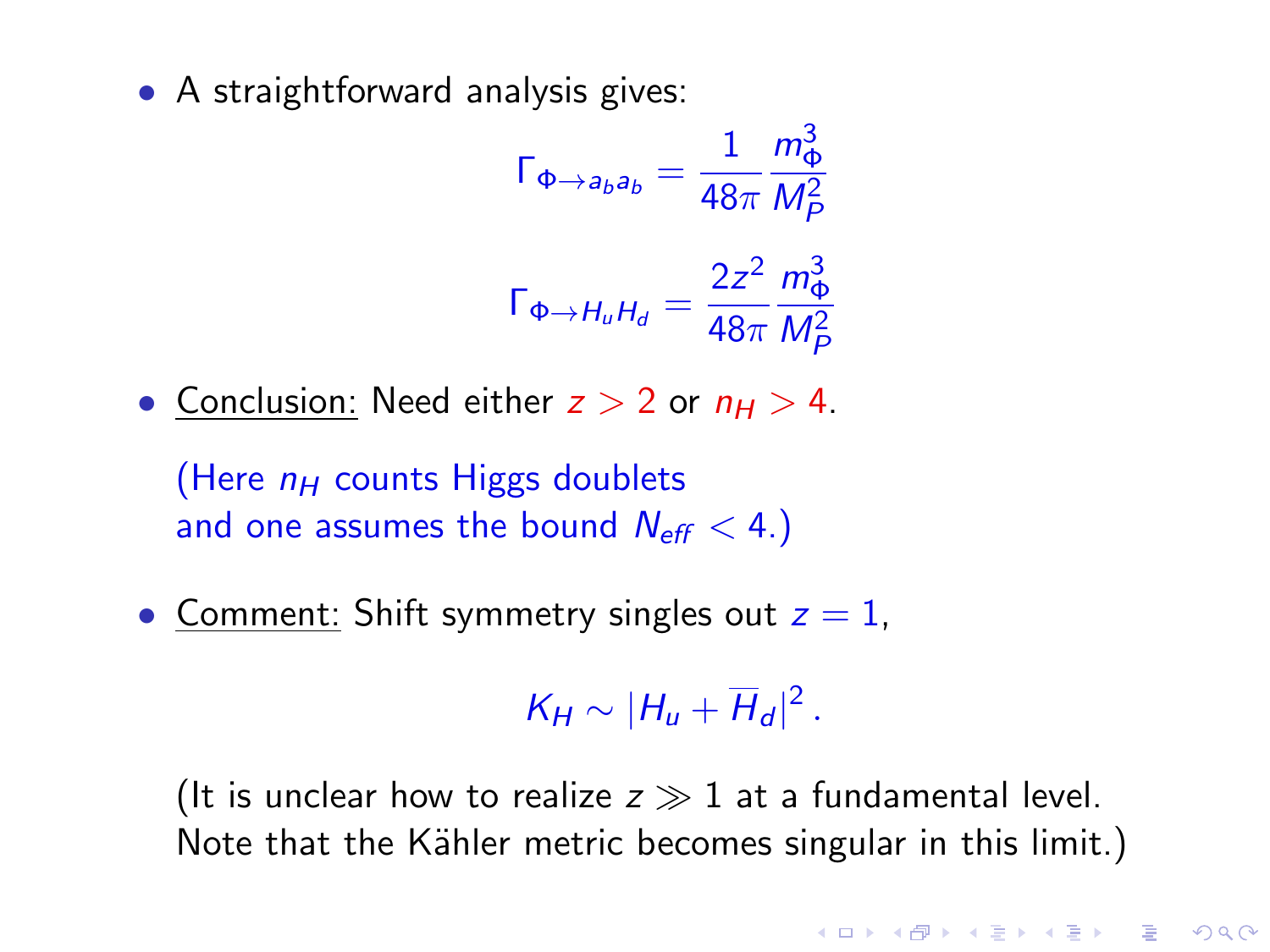- A straightforward analysis gives:

$$\Gamma_{\Phi \to a_b a_b} = \frac{1}{48\pi} \frac{m_\Phi^3}{M_P^2}$$

$$\Gamma_{\Phi \to H_u H_d} = \frac{2z^2}{48\pi} \frac{m_\Phi^3}{M_P^2}$$

- <u>Conclusion:</u> Need either $z > 2$ or $n_H > 4$.

  (Here $n_H$ counts Higgs doublets and one assumes the bound $N_{eff} < 4$.)

- <u>Comment:</u> Shift symmetry singles out $z = 1$,

$$K_H \sim |H_u + \overline{H}_d|^2 \,.$$

  (It is unclear how to realize $z \gg 1$ at a fundamental level. Note that the Kähler metric becomes singular in this limit.)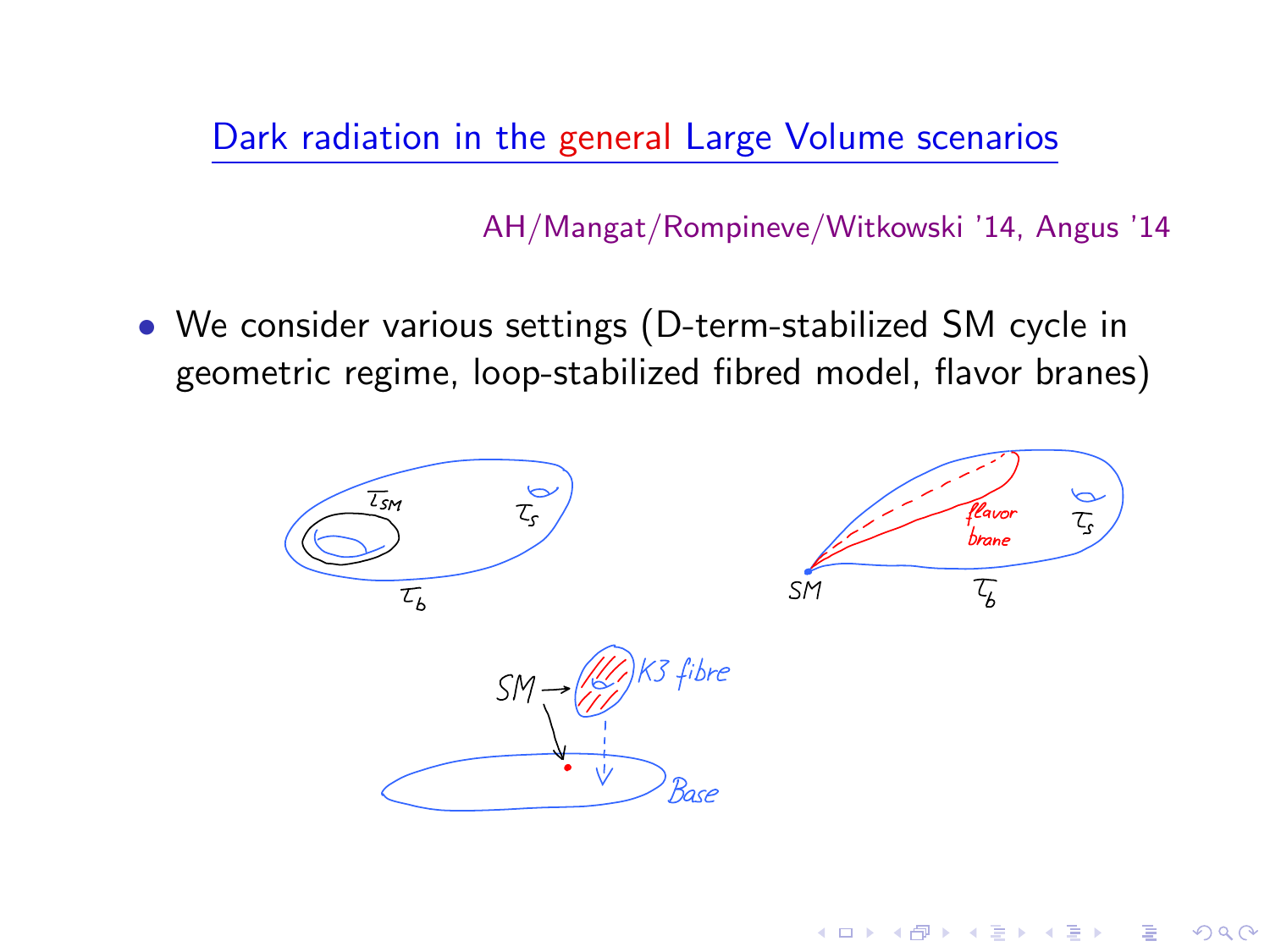# Dark radiation in the general Large Volume scenarios

AH/Mangat/Rompineve/Witkowski '14, Angus '14

- We consider various settings (D-term-stabilized SM cycle in geometric regime, loop-stabilized fibred model, flavor branes)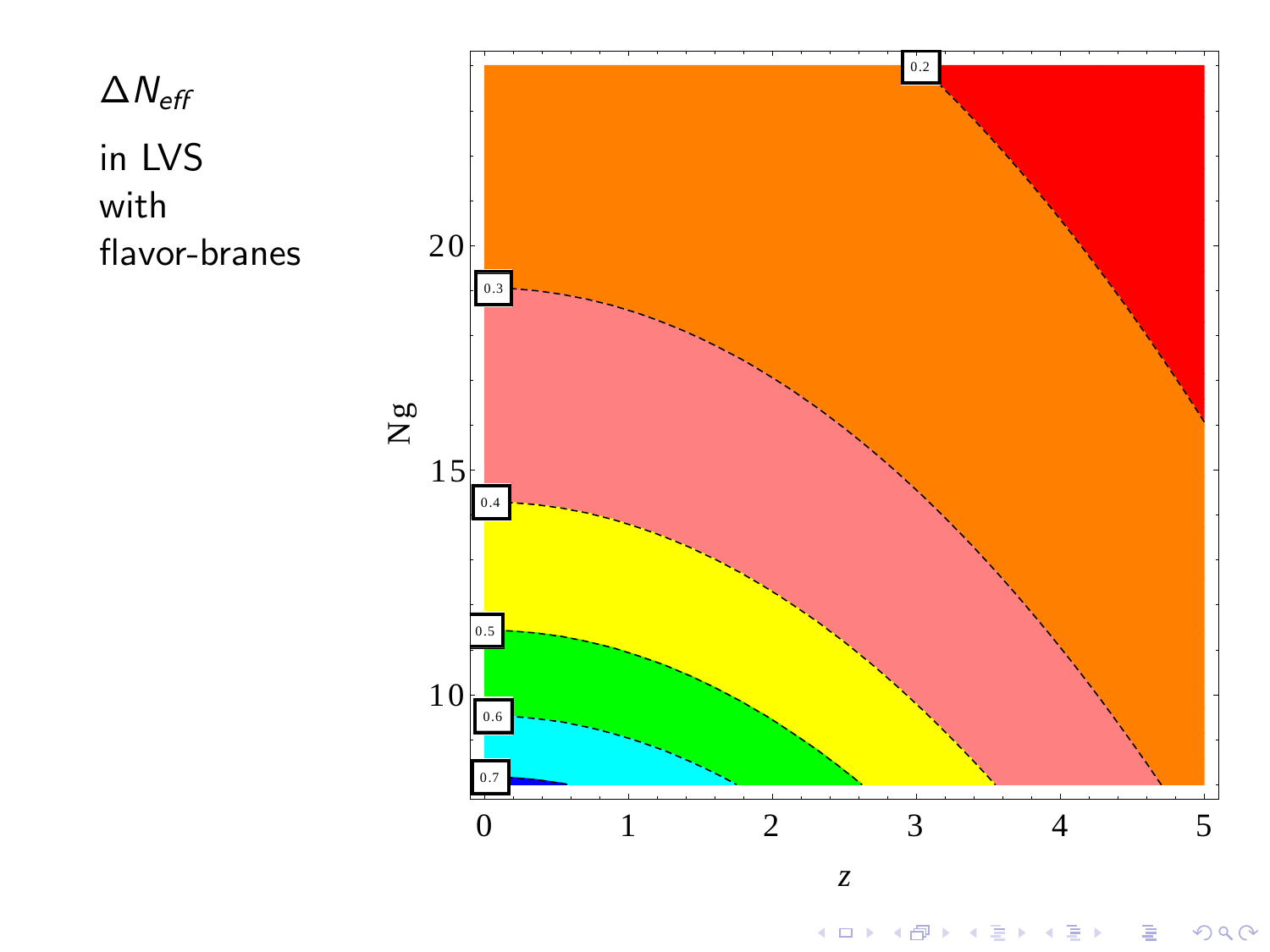$\Delta N_{eff}$

in LVS
with
flavor-branes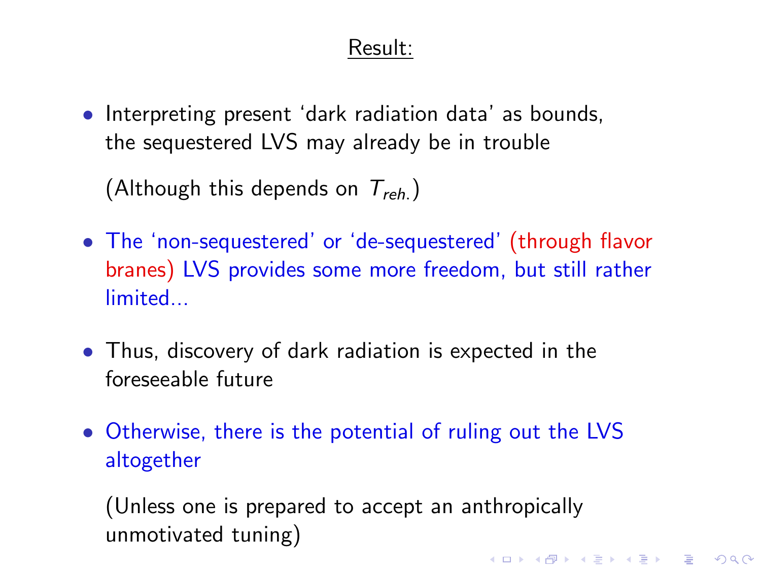## Result:

- Interpreting present 'dark radiation data' as bounds, the sequestered LVS may already be in trouble

  (Although this depends on $T_{reh.}$)

- The 'non-sequestered' or 'de-sequestered' (through flavor branes) LVS provides some more freedom, but still rather limited...

- Thus, discovery of dark radiation is expected in the foreseeable future

- Otherwise, there is the potential of ruling out the LVS altogether

  (Unless one is prepared to accept an anthropically unmotivated tuning)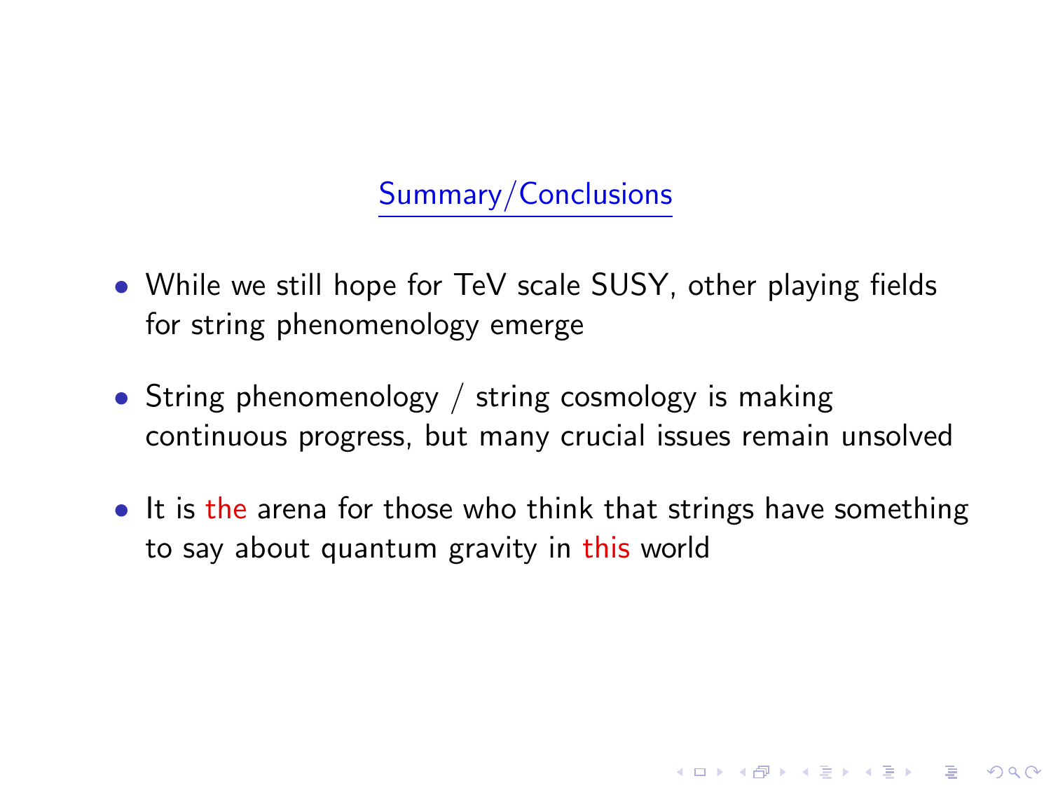## Summary/Conclusions

- While we still hope for TeV scale SUSY, other playing fields for string phenomenology emerge
- String phenomenology / string cosmology is making continuous progress, but many crucial issues remain unsolved
- It is *the* arena for those who think that strings have something to say about quantum gravity in *this* world